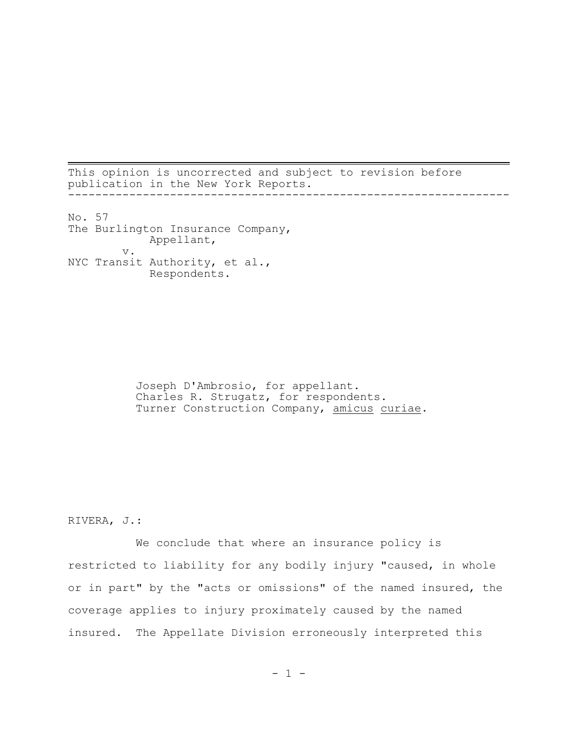This opinion is uncorrected and subject to revision before publication in the New York Reports.

---

No. 57
The Burlington Insurance Company,
Appellant,
v.
NYC Transit Authority, et al.,
Respondents.

Joseph D'Ambrosio, for appellant.
Charles R. Strugatz, for respondents.
Turner Construction Company, *amicus curiae*.

RIVERA, J.:

We conclude that where an insurance policy is restricted to liability for any bodily injury "caused, in whole or in part" by the "acts or omissions" of the named insured, the coverage applies to injury proximately caused by the named insured. The Appellate Division erroneously interpreted this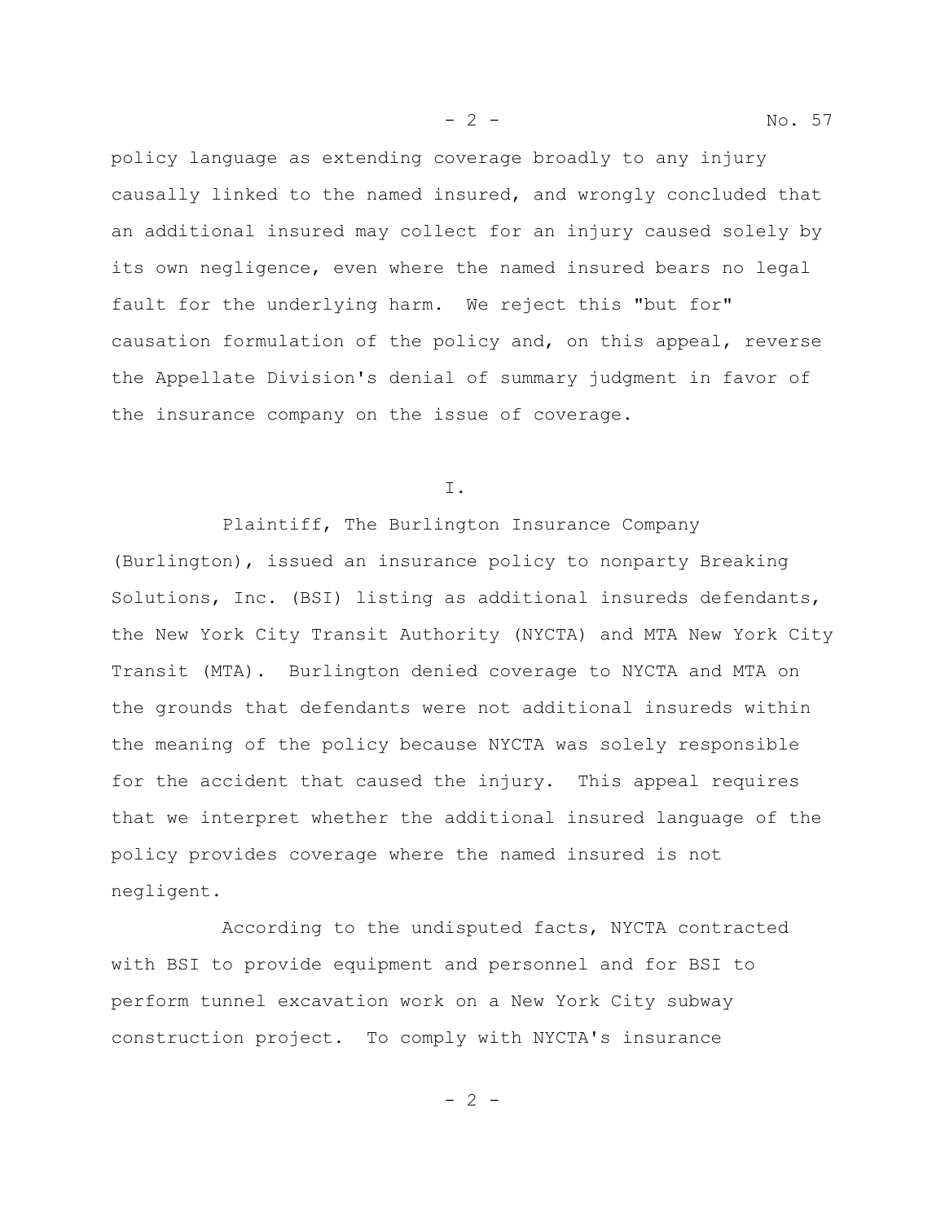policy language as extending coverage broadly to any injury causally linked to the named insured, and wrongly concluded that an additional insured may collect for an injury caused solely by its own negligence, even where the named insured bears no legal fault for the underlying harm. We reject this "but for" causation formulation of the policy and, on this appeal, reverse the Appellate Division's denial of summary judgment in favor of the insurance company on the issue of coverage.

## I.

Plaintiff, The Burlington Insurance Company (Burlington), issued an insurance policy to nonparty Breaking Solutions, Inc. (BSI) listing as additional insureds defendants, the New York City Transit Authority (NYCTA) and MTA New York City Transit (MTA). Burlington denied coverage to NYCTA and MTA on the grounds that defendants were not additional insureds within the meaning of the policy because NYCTA was solely responsible for the accident that caused the injury. This appeal requires that we interpret whether the additional insured language of the policy provides coverage where the named insured is not negligent.

According to the undisputed facts, NYCTA contracted with BSI to provide equipment and personnel and for BSI to perform tunnel excavation work on a New York City subway construction project. To comply with NYCTA's insurance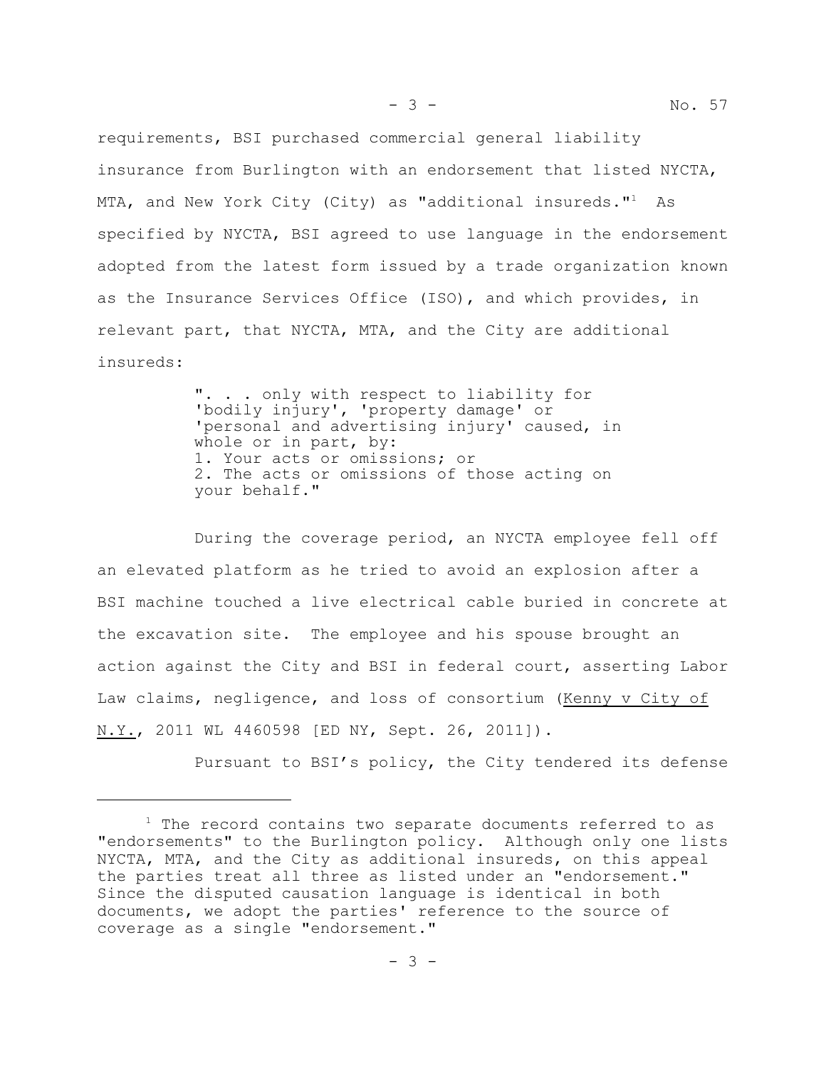requirements, BSI purchased commercial general liability insurance from Burlington with an endorsement that listed NYCTA, MTA, and New York City (City) as "additional insureds."[1] As specified by NYCTA, BSI agreed to use language in the endorsement adopted from the latest form issued by a trade organization known as the Insurance Services Office (ISO), and which provides, in relevant part, that NYCTA, MTA, and the City are additional insureds:

> ". . . only with respect to liability for 'bodily injury', 'property damage' or 'personal and advertising injury' caused, in whole or in part, by:
> 1. Your acts or omissions; or
> 2. The acts or omissions of those acting on your behalf."

During the coverage period, an NYCTA employee fell off an elevated platform as he tried to avoid an explosion after a BSI machine touched a live electrical cable buried in concrete at the excavation site. The employee and his spouse brought an action against the City and BSI in federal court, asserting Labor Law claims, negligence, and loss of consortium (Kenny v City of N.Y., 2011 WL 4460598 [ED NY, Sept. 26, 2011]).

Pursuant to BSI's policy, the City tendered its defense

---

[1] The record contains two separate documents referred to as "endorsements" to the Burlington policy. Although only one lists NYCTA, MTA, and the City as additional insureds, on this appeal the parties treat all three as listed under an "endorsement." Since the disputed causation language is identical in both documents, we adopt the parties' reference to the source of coverage as a single "endorsement."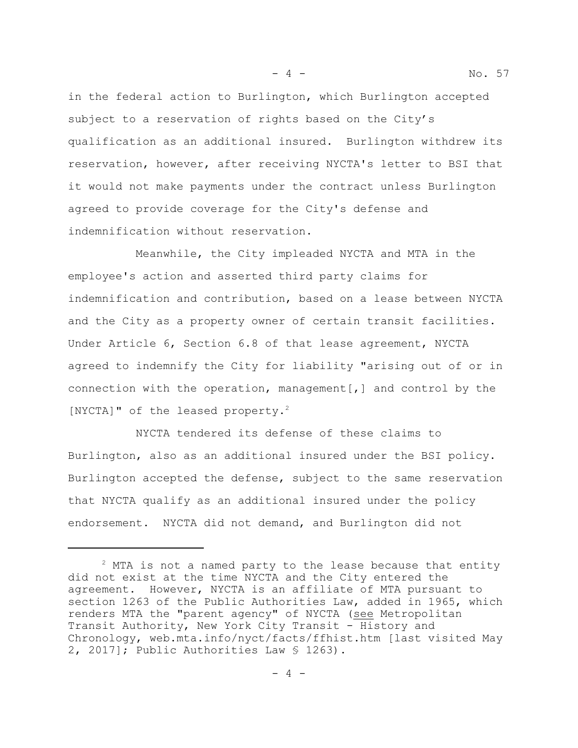in the federal action to Burlington, which Burlington accepted subject to a reservation of rights based on the City's qualification as an additional insured. Burlington withdrew its reservation, however, after receiving NYCTA's letter to BSI that it would not make payments under the contract unless Burlington agreed to provide coverage for the City's defense and indemnification without reservation.

Meanwhile, the City impleaded NYCTA and MTA in the employee's action and asserted third party claims for indemnification and contribution, based on a lease between NYCTA and the City as a property owner of certain transit facilities. Under Article 6, Section 6.8 of that lease agreement, NYCTA agreed to indemnify the City for liability "arising out of or in connection with the operation, management[,] and control by the [NYCTA]" of the leased property.[2]

NYCTA tendered its defense of these claims to Burlington, also as an additional insured under the BSI policy. Burlington accepted the defense, subject to the same reservation that NYCTA qualify as an additional insured under the policy endorsement. NYCTA did not demand, and Burlington did not

---

[2] MTA is not a named party to the lease because that entity did not exist at the time NYCTA and the City entered the agreement. However, NYCTA is an affiliate of MTA pursuant to section 1263 of the Public Authorities Law, added in 1965, which renders MTA the "parent agency" of NYCTA (<u>see</u> Metropolitan Transit Authority, New York City Transit - History and Chronology, web.mta.info/nyct/facts/ffhist.htm [last visited May 2, 2017]; Public Authorities Law § 1263).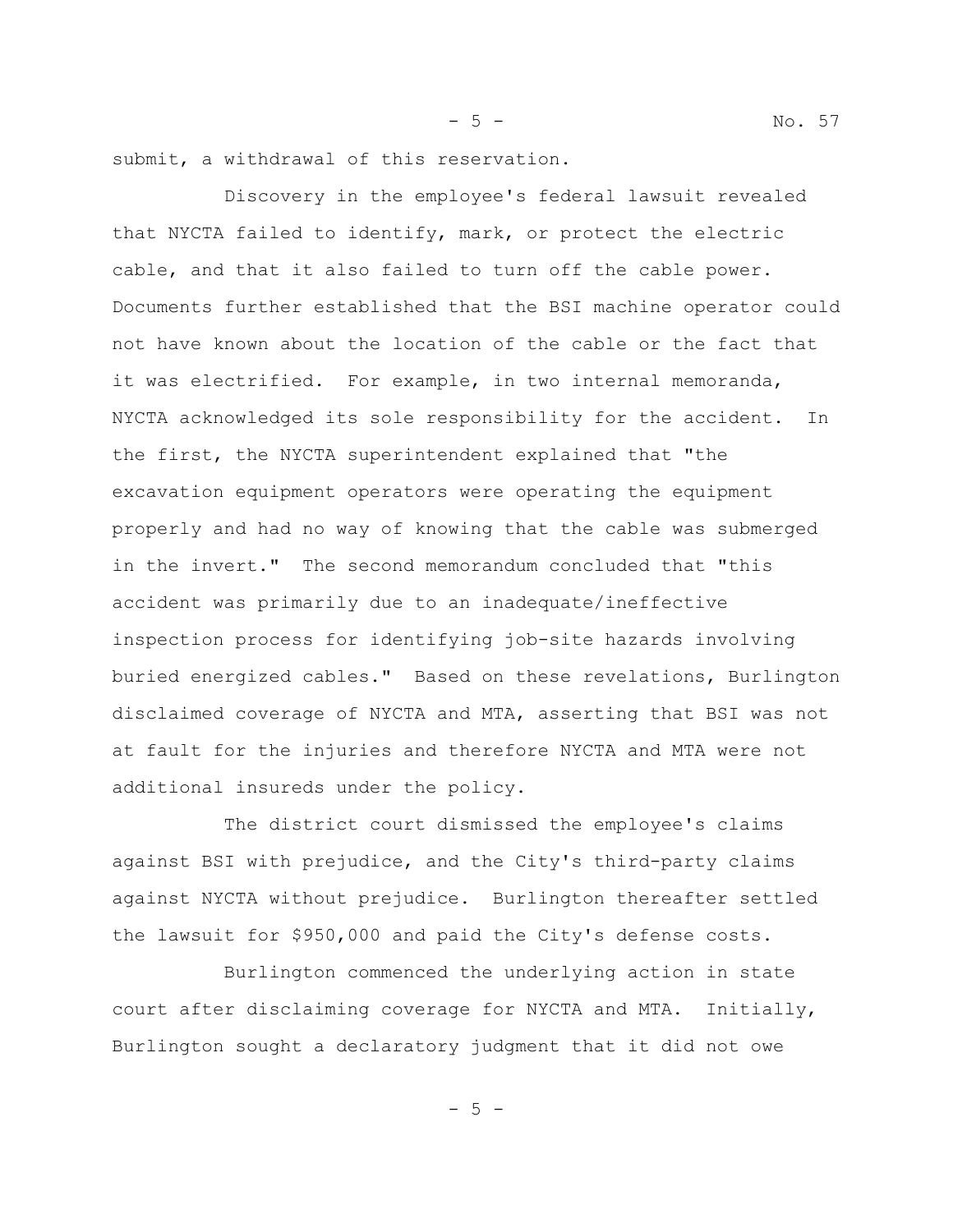submit, a withdrawal of this reservation.

Discovery in the employee's federal lawsuit revealed that NYCTA failed to identify, mark, or protect the electric cable, and that it also failed to turn off the cable power. Documents further established that the BSI machine operator could not have known about the location of the cable or the fact that it was electrified. For example, in two internal memoranda, NYCTA acknowledged its sole responsibility for the accident. In the first, the NYCTA superintendent explained that "the excavation equipment operators were operating the equipment properly and had no way of knowing that the cable was submerged in the invert." The second memorandum concluded that "this accident was primarily due to an inadequate/ineffective inspection process for identifying job-site hazards involving buried energized cables." Based on these revelations, Burlington disclaimed coverage of NYCTA and MTA, asserting that BSI was not at fault for the injuries and therefore NYCTA and MTA were not additional insureds under the policy.

The district court dismissed the employee's claims against BSI with prejudice, and the City's third-party claims against NYCTA without prejudice. Burlington thereafter settled the lawsuit for $950,000 and paid the City's defense costs.

Burlington commenced the underlying action in state court after disclaiming coverage for NYCTA and MTA. Initially, Burlington sought a declaratory judgment that it did not owe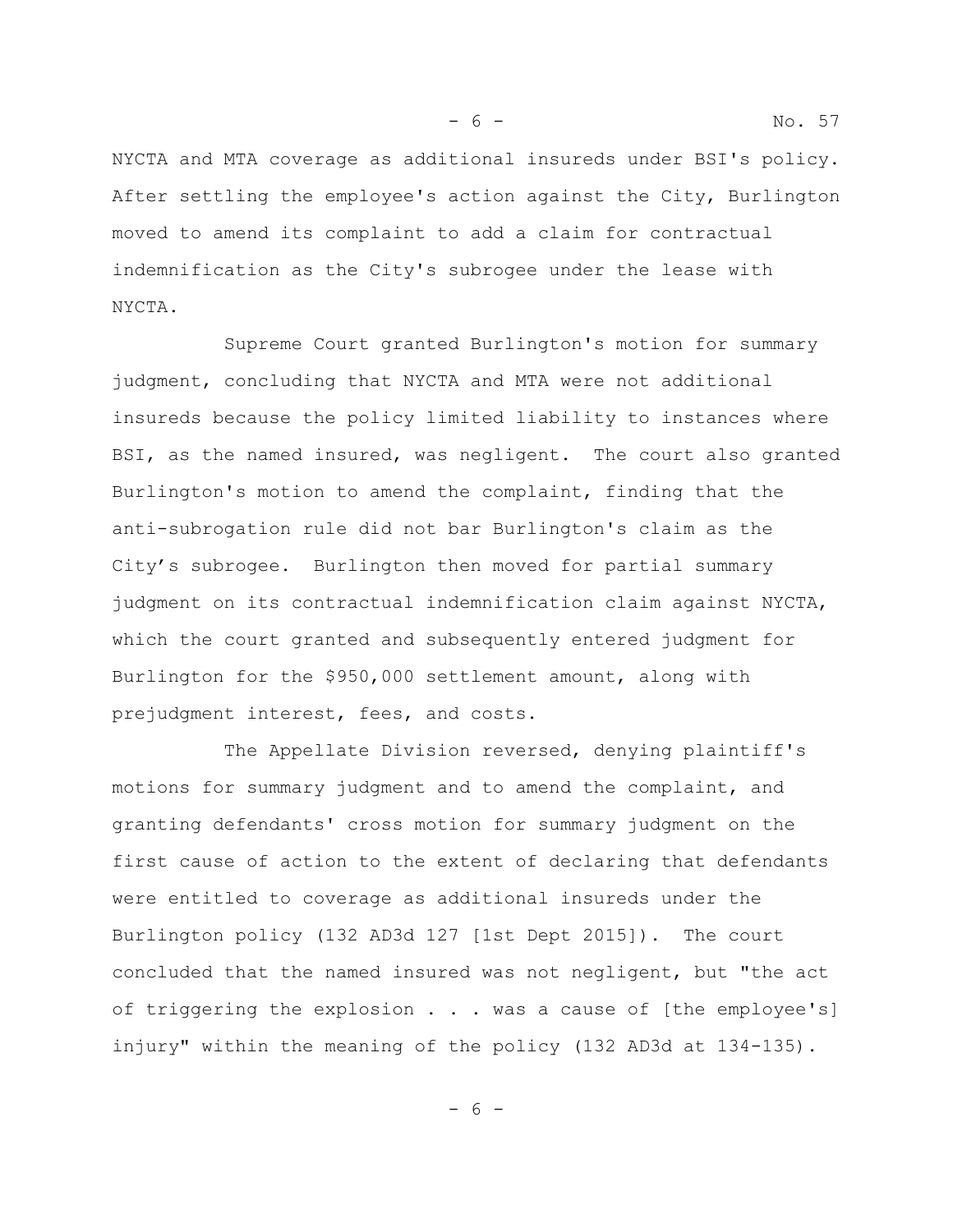NYCTA and MTA coverage as additional insureds under BSI's policy. After settling the employee's action against the City, Burlington moved to amend its complaint to add a claim for contractual indemnification as the City's subrogee under the lease with NYCTA.

Supreme Court granted Burlington's motion for summary judgment, concluding that NYCTA and MTA were not additional insureds because the policy limited liability to instances where BSI, as the named insured, was negligent. The court also granted Burlington's motion to amend the complaint, finding that the anti-subrogation rule did not bar Burlington's claim as the City's subrogee. Burlington then moved for partial summary judgment on its contractual indemnification claim against NYCTA, which the court granted and subsequently entered judgment for Burlington for the $950,000 settlement amount, along with prejudgment interest, fees, and costs.

The Appellate Division reversed, denying plaintiff's motions for summary judgment and to amend the complaint, and granting defendants' cross motion for summary judgment on the first cause of action to the extent of declaring that defendants were entitled to coverage as additional insureds under the Burlington policy (132 AD3d 127 [1st Dept 2015]). The court concluded that the named insured was not negligent, but "the act of triggering the explosion . . . was a cause of [the employee's] injury" within the meaning of the policy (132 AD3d at 134-135).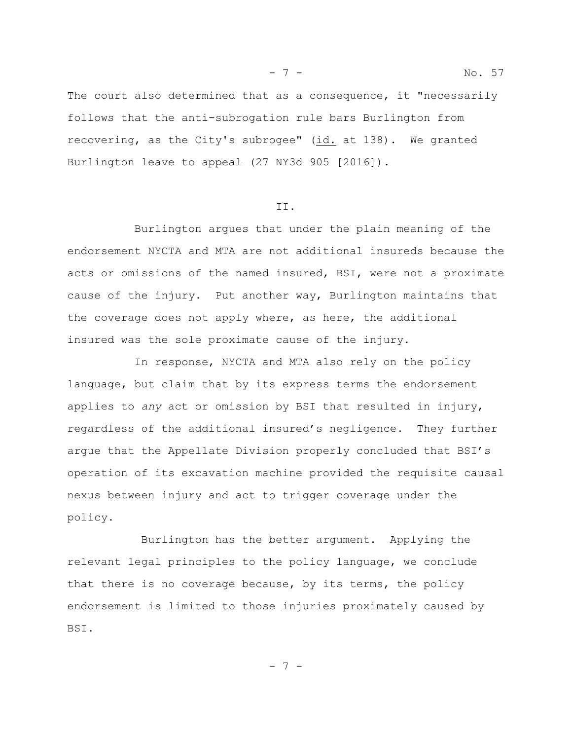The court also determined that as a consequence, it "necessarily follows that the anti-subrogation rule bars Burlington from recovering, as the City's subrogee" (id. at 138). We granted Burlington leave to appeal (27 NY3d 905 [2016]).

II.

Burlington argues that under the plain meaning of the endorsement NYCTA and MTA are not additional insureds because the acts or omissions of the named insured, BSI, were not a proximate cause of the injury. Put another way, Burlington maintains that the coverage does not apply where, as here, the additional insured was the sole proximate cause of the injury.

In response, NYCTA and MTA also rely on the policy language, but claim that by its express terms the endorsement applies to *any* act or omission by BSI that resulted in injury, regardless of the additional insured's negligence. They further argue that the Appellate Division properly concluded that BSI's operation of its excavation machine provided the requisite causal nexus between injury and act to trigger coverage under the policy.

Burlington has the better argument. Applying the relevant legal principles to the policy language, we conclude that there is no coverage because, by its terms, the policy endorsement is limited to those injuries proximately caused by BSI.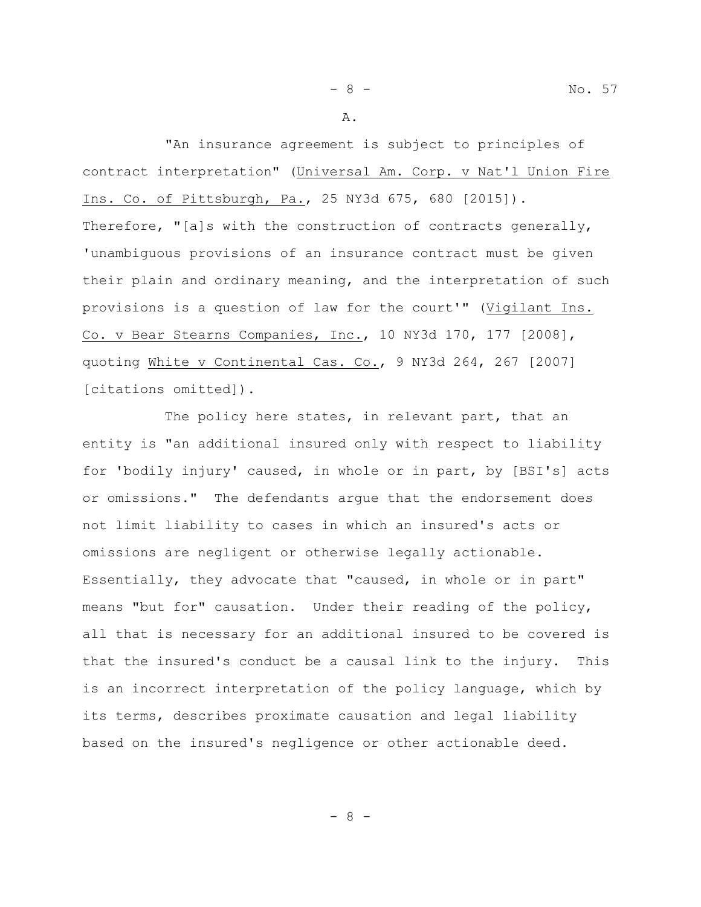A.

"An insurance agreement is subject to principles of contract interpretation" (Universal Am. Corp. v Nat'l Union Fire Ins. Co. of Pittsburgh, Pa., 25 NY3d 675, 680 [2015]). Therefore, "[a]s with the construction of contracts generally, 'unambiguous provisions of an insurance contract must be given their plain and ordinary meaning, and the interpretation of such provisions is a question of law for the court'" (Vigilant Ins. Co. v Bear Stearns Companies, Inc., 10 NY3d 170, 177 [2008], quoting White v Continental Cas. Co., 9 NY3d 264, 267 [2007] [citations omitted]).

The policy here states, in relevant part, that an entity is "an additional insured only with respect to liability for 'bodily injury' caused, in whole or in part, by [BSI's] acts or omissions." The defendants argue that the endorsement does not limit liability to cases in which an insured's acts or omissions are negligent or otherwise legally actionable. Essentially, they advocate that "caused, in whole or in part" means "but for" causation. Under their reading of the policy, all that is necessary for an additional insured to be covered is that the insured's conduct be a causal link to the injury. This is an incorrect interpretation of the policy language, which by its terms, describes proximate causation and legal liability based on the insured's negligence or other actionable deed.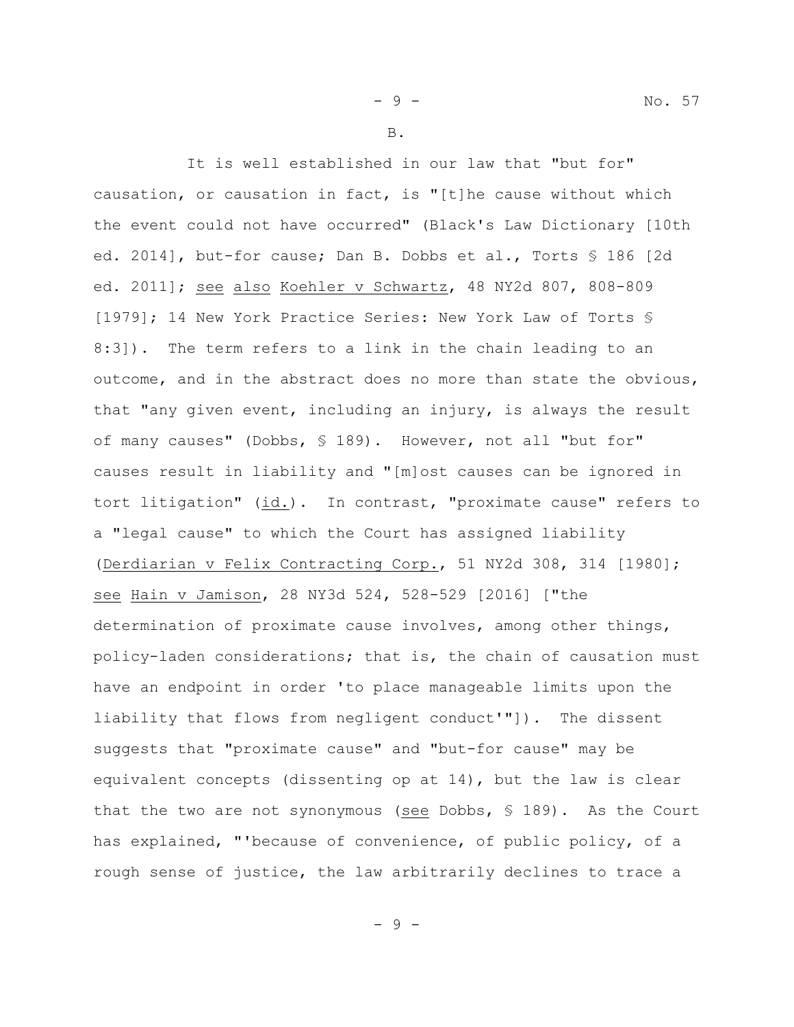B.

It is well established in our law that "but for" causation, or causation in fact, is "[t]he cause without which the event could not have occurred" (Black's Law Dictionary [10th ed. 2014], but-for cause; Dan B. Dobbs et al., Torts § 186 [2d ed. 2011]; see also Koehler v Schwartz, 48 NY2d 807, 808-809 [1979]; 14 New York Practice Series: New York Law of Torts § 8:3]). The term refers to a link in the chain leading to an outcome, and in the abstract does no more than state the obvious, that "any given event, including an injury, is always the result of many causes" (Dobbs, § 189). However, not all "but for" causes result in liability and "[m]ost causes can be ignored in tort litigation" (id.). In contrast, "proximate cause" refers to a "legal cause" to which the Court has assigned liability (Derdiarian v Felix Contracting Corp., 51 NY2d 308, 314 [1980]; see Hain v Jamison, 28 NY3d 524, 528-529 [2016] ["the determination of proximate cause involves, among other things, policy-laden considerations; that is, the chain of causation must have an endpoint in order 'to place manageable limits upon the liability that flows from negligent conduct'"]). The dissent suggests that "proximate cause" and "but-for cause" may be equivalent concepts (dissenting op at 14), but the law is clear that the two are not synonymous (see Dobbs, § 189). As the Court has explained, "'because of convenience, of public policy, of a rough sense of justice, the law arbitrarily declines to trace a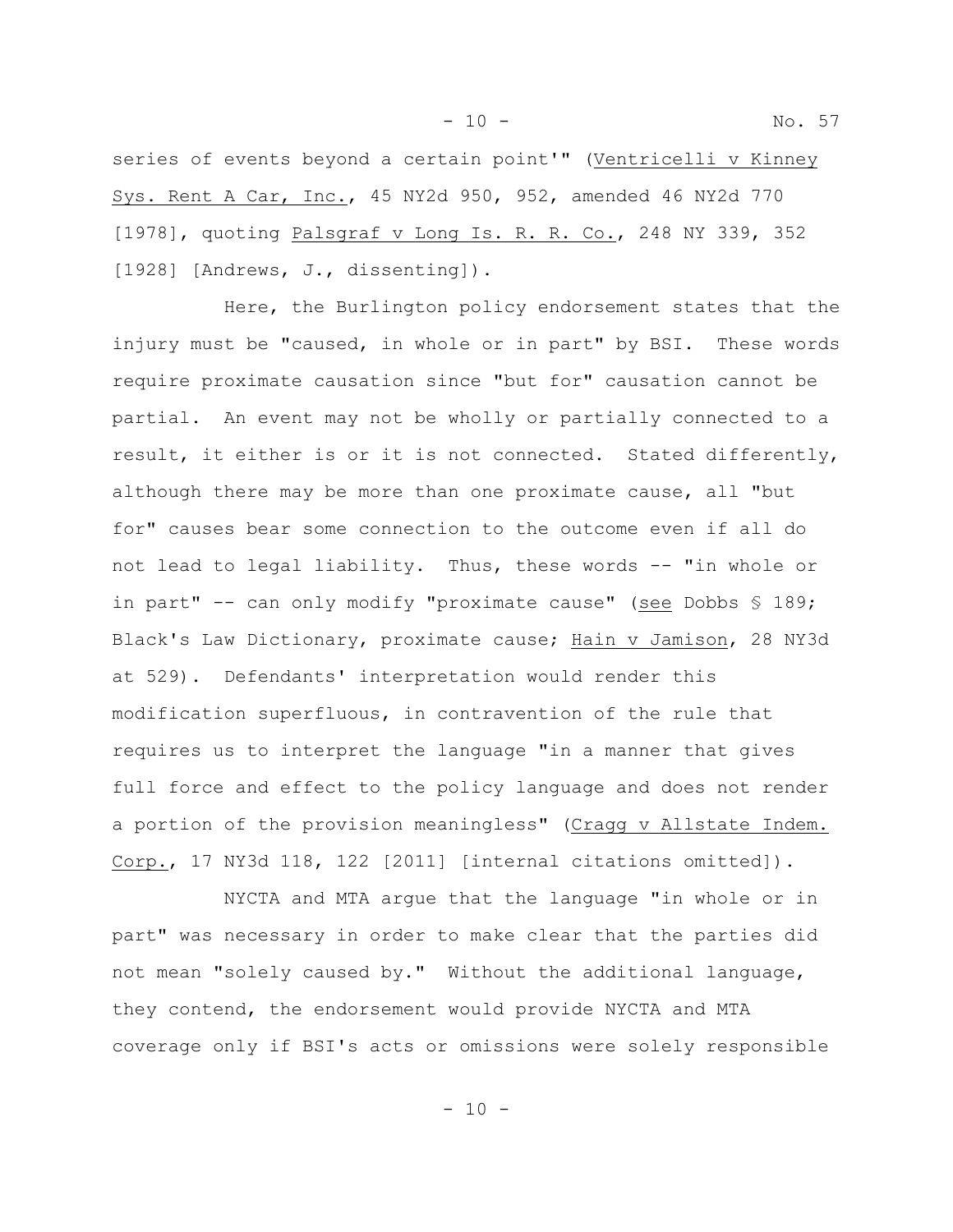series of events beyond a certain point'" (Ventricelli v Kinney Sys. Rent A Car, Inc., 45 NY2d 950, 952, amended 46 NY2d 770 [1978], quoting Palsgraf v Long Is. R. R. Co., 248 NY 339, 352 [1928] [Andrews, J., dissenting]).

Here, the Burlington policy endorsement states that the injury must be "caused, in whole or in part" by BSI. These words require proximate causation since "but for" causation cannot be partial. An event may not be wholly or partially connected to a result, it either is or it is not connected. Stated differently, although there may be more than one proximate cause, all "but for" causes bear some connection to the outcome even if all do not lead to legal liability. Thus, these words -- "in whole or in part" -- can only modify "proximate cause" (see Dobbs § 189; Black's Law Dictionary, proximate cause; Hain v Jamison, 28 NY3d at 529). Defendants' interpretation would render this modification superfluous, in contravention of the rule that requires us to interpret the language "in a manner that gives full force and effect to the policy language and does not render a portion of the provision meaningless" (Cragg v Allstate Indem. Corp., 17 NY3d 118, 122 [2011] [internal citations omitted]).

NYCTA and MTA argue that the language "in whole or in part" was necessary in order to make clear that the parties did not mean "solely caused by." Without the additional language, they contend, the endorsement would provide NYCTA and MTA coverage only if BSI's acts or omissions were solely responsible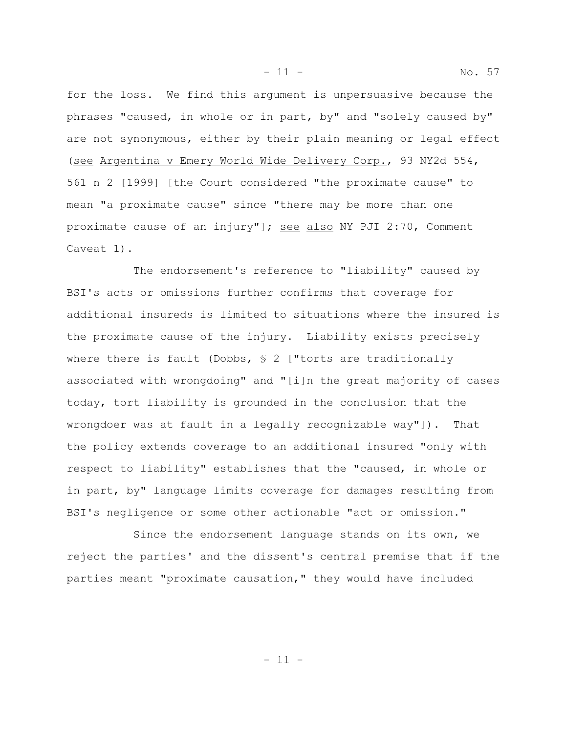for the loss. We find this argument is unpersuasive because the phrases "caused, in whole or in part, by" and "solely caused by" are not synonymous, either by their plain meaning or legal effect (see Argentina v Emery World Wide Delivery Corp., 93 NY2d 554, 561 n 2 [1999] [the Court considered "the proximate cause" to mean "a proximate cause" since "there may be more than one proximate cause of an injury"]; see also NY PJI 2:70, Comment Caveat 1).

The endorsement's reference to "liability" caused by BSI's acts or omissions further confirms that coverage for additional insureds is limited to situations where the insured is the proximate cause of the injury. Liability exists precisely where there is fault (Dobbs, § 2 ["torts are traditionally associated with wrongdoing" and "[i]n the great majority of cases today, tort liability is grounded in the conclusion that the wrongdoer was at fault in a legally recognizable way"]). That the policy extends coverage to an additional insured "only with respect to liability" establishes that the "caused, in whole or in part, by" language limits coverage for damages resulting from BSI's negligence or some other actionable "act or omission."

Since the endorsement language stands on its own, we reject the parties' and the dissent's central premise that if the parties meant "proximate causation," they would have included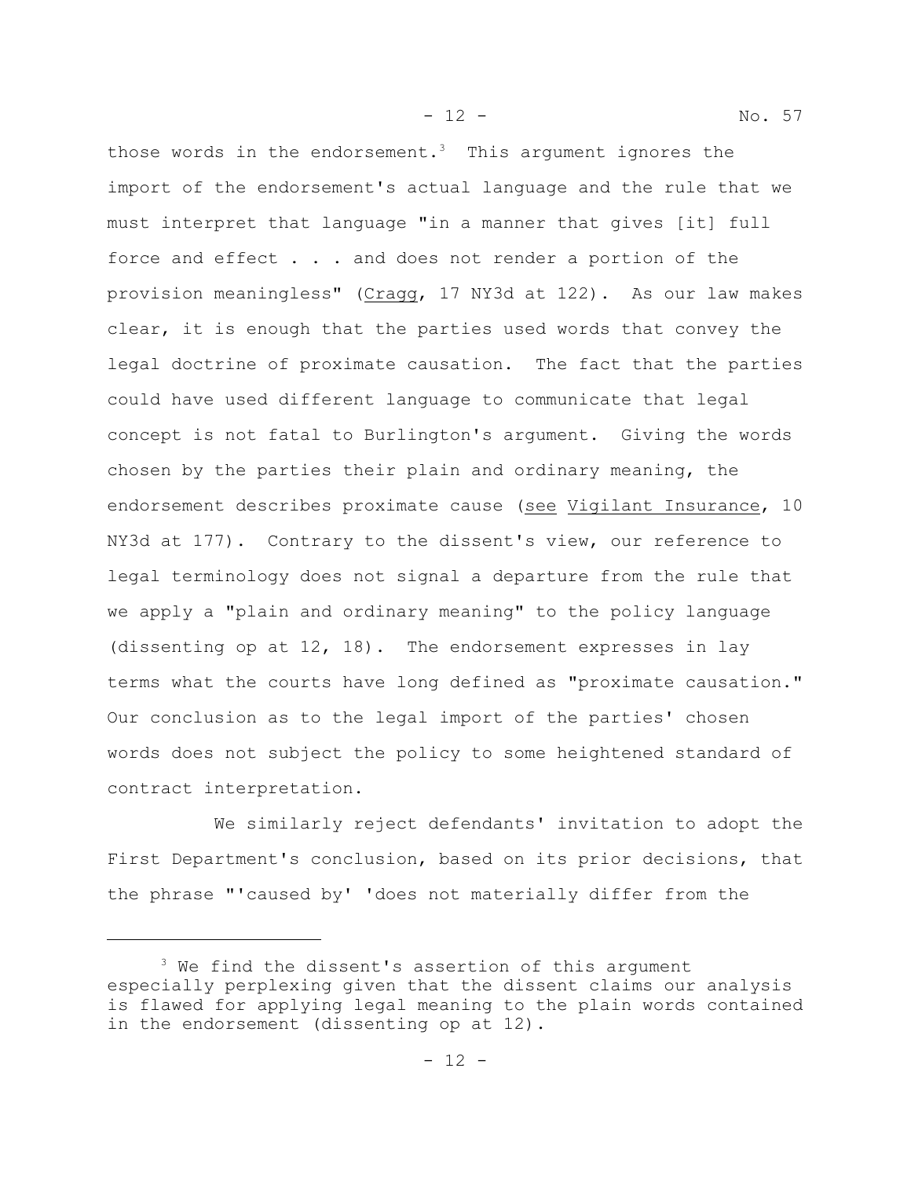those words in the endorsement.[3] This argument ignores the import of the endorsement's actual language and the rule that we must interpret that language "in a manner that gives [it] full force and effect . . . and does not render a portion of the provision meaningless" (Cragg, 17 NY3d at 122). As our law makes clear, it is enough that the parties used words that convey the legal doctrine of proximate causation. The fact that the parties could have used different language to communicate that legal concept is not fatal to Burlington's argument. Giving the words chosen by the parties their plain and ordinary meaning, the endorsement describes proximate cause (see Vigilant Insurance, 10 NY3d at 177). Contrary to the dissent's view, our reference to legal terminology does not signal a departure from the rule that we apply a "plain and ordinary meaning" to the policy language (dissenting op at 12, 18). The endorsement expresses in lay terms what the courts have long defined as "proximate causation." Our conclusion as to the legal import of the parties' chosen words does not subject the policy to some heightened standard of contract interpretation.

We similarly reject defendants' invitation to adopt the First Department's conclusion, based on its prior decisions, that the phrase "'caused by' 'does not materially differ from the

---

[3] We find the dissent's assertion of this argument especially perplexing given that the dissent claims our analysis is flawed for applying legal meaning to the plain words contained in the endorsement (dissenting op at 12).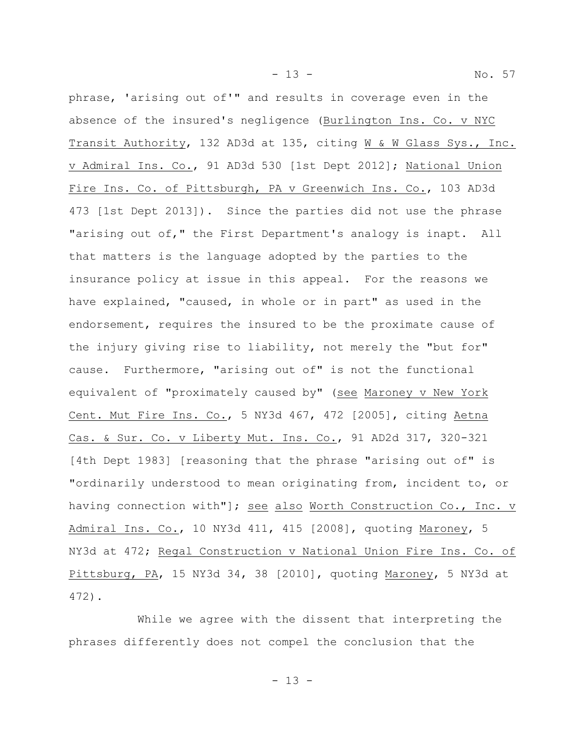phrase, 'arising out of'" and results in coverage even in the absence of the insured's negligence (Burlington Ins. Co. v NYC Transit Authority, 132 AD3d at 135, citing W & W Glass Sys., Inc. v Admiral Ins. Co., 91 AD3d 530 [1st Dept 2012]; National Union Fire Ins. Co. of Pittsburgh, PA v Greenwich Ins. Co., 103 AD3d 473 [1st Dept 2013]). Since the parties did not use the phrase "arising out of," the First Department's analogy is inapt. All that matters is the language adopted by the parties to the insurance policy at issue in this appeal. For the reasons we have explained, "caused, in whole or in part" as used in the endorsement, requires the insured to be the proximate cause of the injury giving rise to liability, not merely the "but for" cause. Furthermore, "arising out of" is not the functional equivalent of "proximately caused by" (see Maroney v New York Cent. Mut Fire Ins. Co., 5 NY3d 467, 472 [2005], citing Aetna Cas. & Sur. Co. v Liberty Mut. Ins. Co., 91 AD2d 317, 320-321 [4th Dept 1983] [reasoning that the phrase "arising out of" is "ordinarily understood to mean originating from, incident to, or having connection with"]; see also Worth Construction Co., Inc. v Admiral Ins. Co., 10 NY3d 411, 415 [2008], quoting Maroney, 5 NY3d at 472; Regal Construction v National Union Fire Ins. Co. of Pittsburg, PA, 15 NY3d 34, 38 [2010], quoting Maroney, 5 NY3d at 472).

While we agree with the dissent that interpreting the phrases differently does not compel the conclusion that the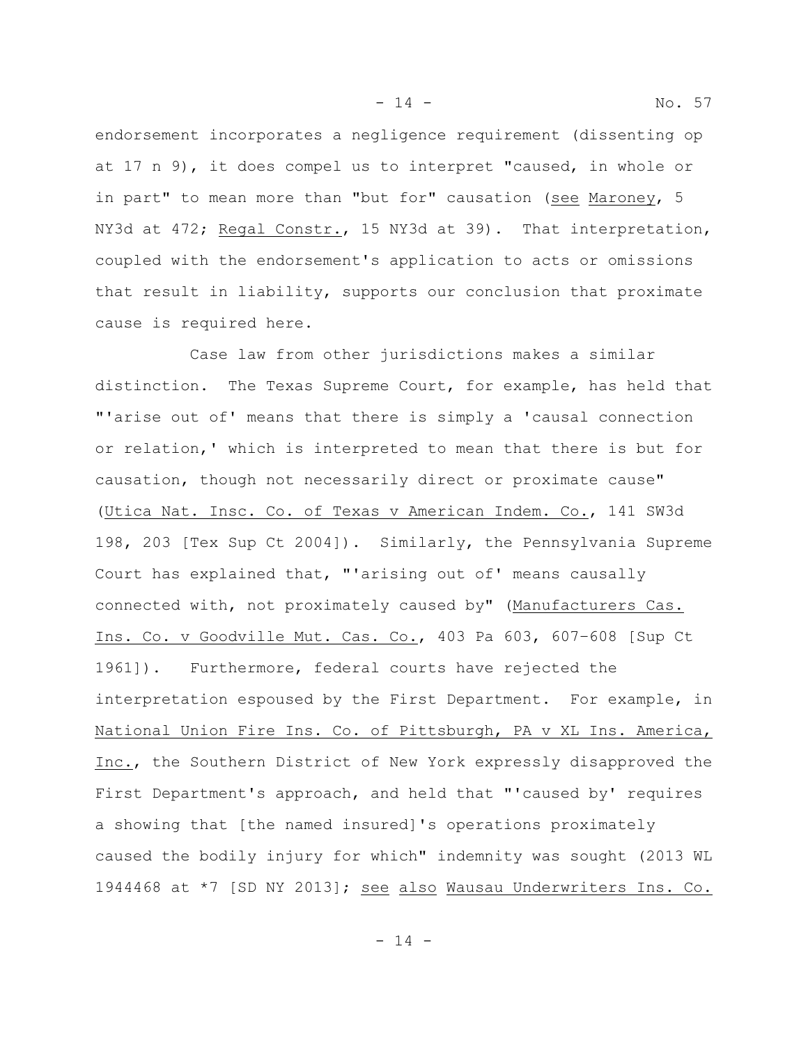endorsement incorporates a negligence requirement (dissenting op at 17 n 9), it does compel us to interpret "caused, in whole or in part" to mean more than "but for" causation (see Maroney, 5 NY3d at 472; Regal Constr., 15 NY3d at 39). That interpretation, coupled with the endorsement's application to acts or omissions that result in liability, supports our conclusion that proximate cause is required here.

Case law from other jurisdictions makes a similar distinction. The Texas Supreme Court, for example, has held that "'arise out of' means that there is simply a 'causal connection or relation,' which is interpreted to mean that there is but for causation, though not necessarily direct or proximate cause" (Utica Nat. Insc. Co. of Texas v American Indem. Co., 141 SW3d 198, 203 [Tex Sup Ct 2004]). Similarly, the Pennsylvania Supreme Court has explained that, "'arising out of' means causally connected with, not proximately caused by" (Manufacturers Cas. Ins. Co. v Goodville Mut. Cas. Co., 403 Pa 603, 607-608 [Sup Ct 1961]). Furthermore, federal courts have rejected the interpretation espoused by the First Department. For example, in National Union Fire Ins. Co. of Pittsburgh, PA v XL Ins. America, Inc., the Southern District of New York expressly disapproved the First Department's approach, and held that "'caused by' requires a showing that [the named insured]'s operations proximately caused the bodily injury for which" indemnity was sought (2013 WL 1944468 at *7 [SD NY 2013]; see also Wausau Underwriters Ins. Co.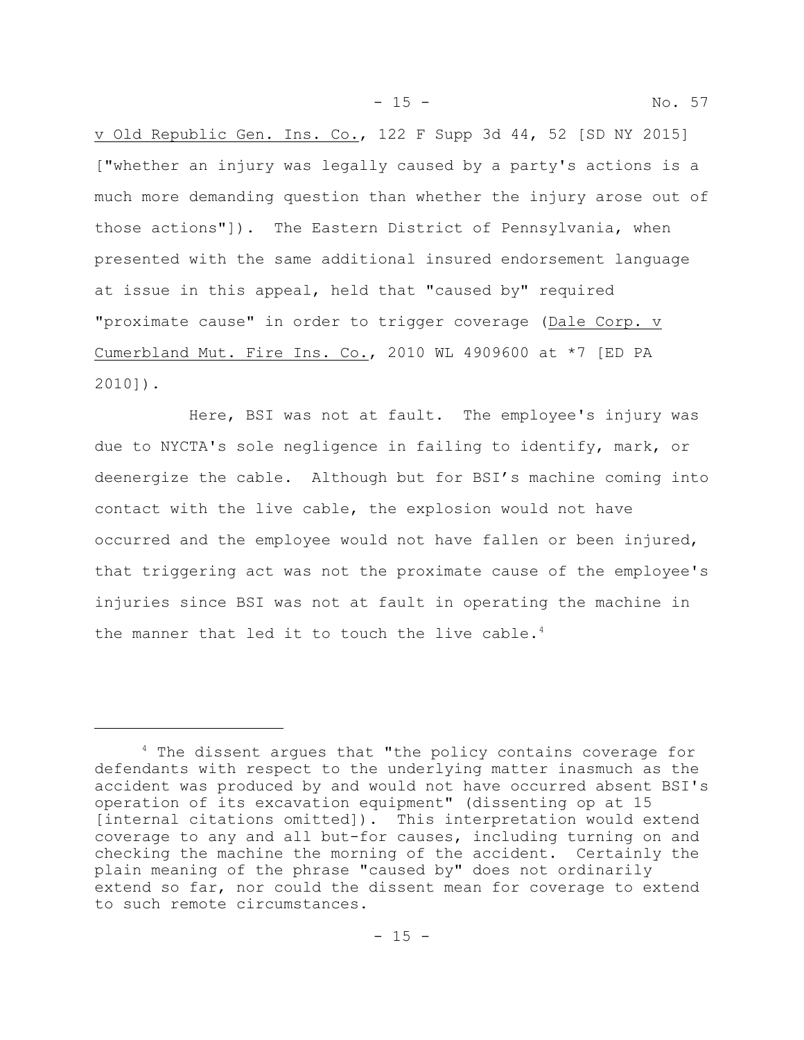v Old Republic Gen. Ins. Co., 122 F Supp 3d 44, 52 [SD NY 2015] ["whether an injury was legally caused by a party's actions is a much more demanding question than whether the injury arose out of those actions"]). The Eastern District of Pennsylvania, when presented with the same additional insured endorsement language at issue in this appeal, held that "caused by" required "proximate cause" in order to trigger coverage (Dale Corp. v Cumerbland Mut. Fire Ins. Co., 2010 WL 4909600 at *7 [ED PA 2010]).

Here, BSI was not at fault. The employee's injury was due to NYCTA's sole negligence in failing to identify, mark, or deenergize the cable. Although but for BSI's machine coming into contact with the live cable, the explosion would not have occurred and the employee would not have fallen or been injured, that triggering act was not the proximate cause of the employee's injuries since BSI was not at fault in operating the machine in the manner that led it to touch the live cable.[4]

[4] The dissent argues that "the policy contains coverage for defendants with respect to the underlying matter inasmuch as the accident was produced by and would not have occurred absent BSI's operation of its excavation equipment" (dissenting op at 15 [internal citations omitted]). This interpretation would extend coverage to any and all but-for causes, including turning on and checking the machine the morning of the accident. Certainly the plain meaning of the phrase "caused by" does not ordinarily extend so far, nor could the dissent mean for coverage to extend to such remote circumstances.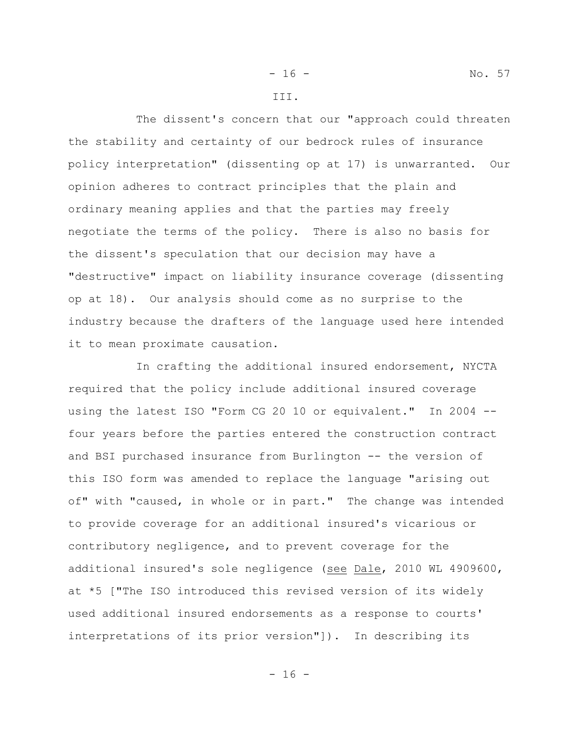## III.

The dissent's concern that our "approach could threaten the stability and certainty of our bedrock rules of insurance policy interpretation" (dissenting op at 17) is unwarranted. Our opinion adheres to contract principles that the plain and ordinary meaning applies and that the parties may freely negotiate the terms of the policy. There is also no basis for the dissent's speculation that our decision may have a "destructive" impact on liability insurance coverage (dissenting op at 18). Our analysis should come as no surprise to the industry because the drafters of the language used here intended it to mean proximate causation.

In crafting the additional insured endorsement, NYCTA required that the policy include additional insured coverage using the latest ISO "Form CG 20 10 or equivalent." In 2004 -- four years before the parties entered the construction contract and BSI purchased insurance from Burlington -- the version of this ISO form was amended to replace the language "arising out of" with "caused, in whole or in part." The change was intended to provide coverage for an additional insured's vicarious or contributory negligence, and to prevent coverage for the additional insured's sole negligence (see Dale, 2010 WL 4909600, at *5 ["The ISO introduced this revised version of its widely used additional insured endorsements as a response to courts' interpretations of its prior version"]). In describing its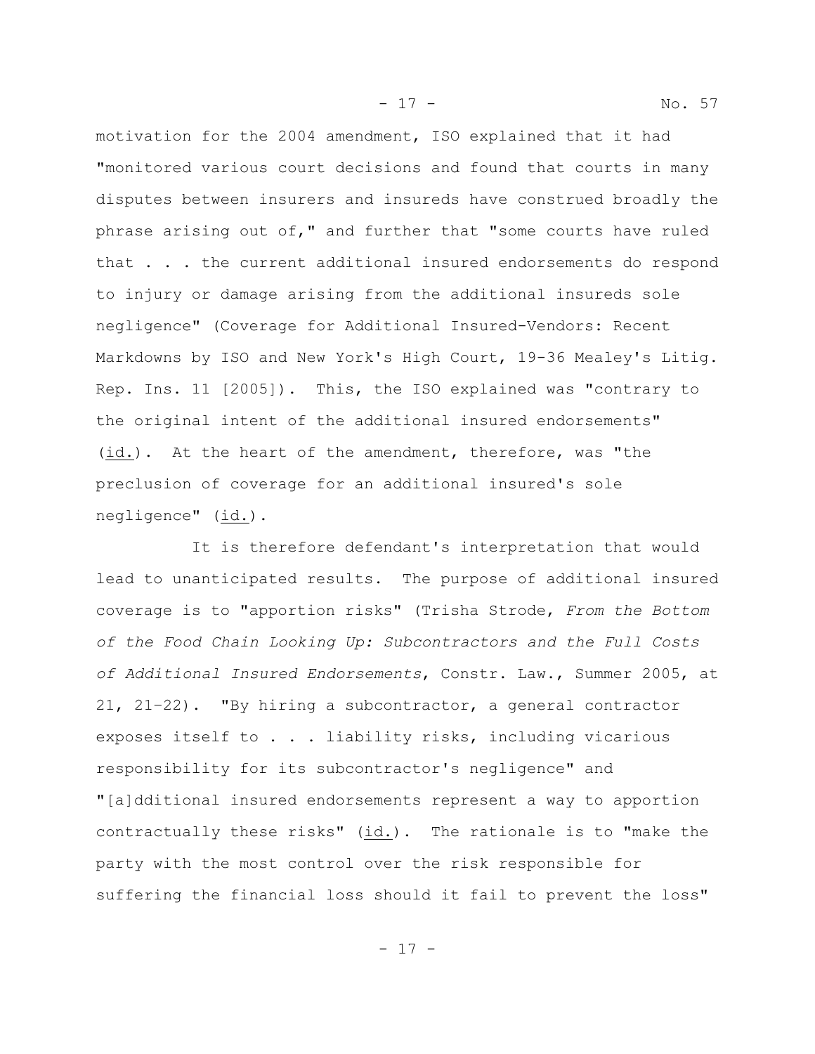motivation for the 2004 amendment, ISO explained that it had "monitored various court decisions and found that courts in many disputes between insurers and insureds have construed broadly the phrase arising out of," and further that "some courts have ruled that . . . the current additional insured endorsements do respond to injury or damage arising from the additional insureds sole negligence" (Coverage for Additional Insured-Vendors: Recent Markdowns by ISO and New York's High Court, 19-36 Mealey's Litig. Rep. Ins. 11 [2005]). This, the ISO explained was "contrary to the original intent of the additional insured endorsements" (id.). At the heart of the amendment, therefore, was "the preclusion of coverage for an additional insured's sole negligence" (id.).

It is therefore defendant's interpretation that would lead to unanticipated results. The purpose of additional insured coverage is to "apportion risks" (Trisha Strode, *From the Bottom of the Food Chain Looking Up: Subcontractors and the Full Costs of Additional Insured Endorsements*, Constr. Law., Summer 2005, at 21, 21–22). "By hiring a subcontractor, a general contractor exposes itself to . . . liability risks, including vicarious responsibility for its subcontractor's negligence" and "[a]dditional insured endorsements represent a way to apportion contractually these risks" (id.). The rationale is to "make the party with the most control over the risk responsible for suffering the financial loss should it fail to prevent the loss"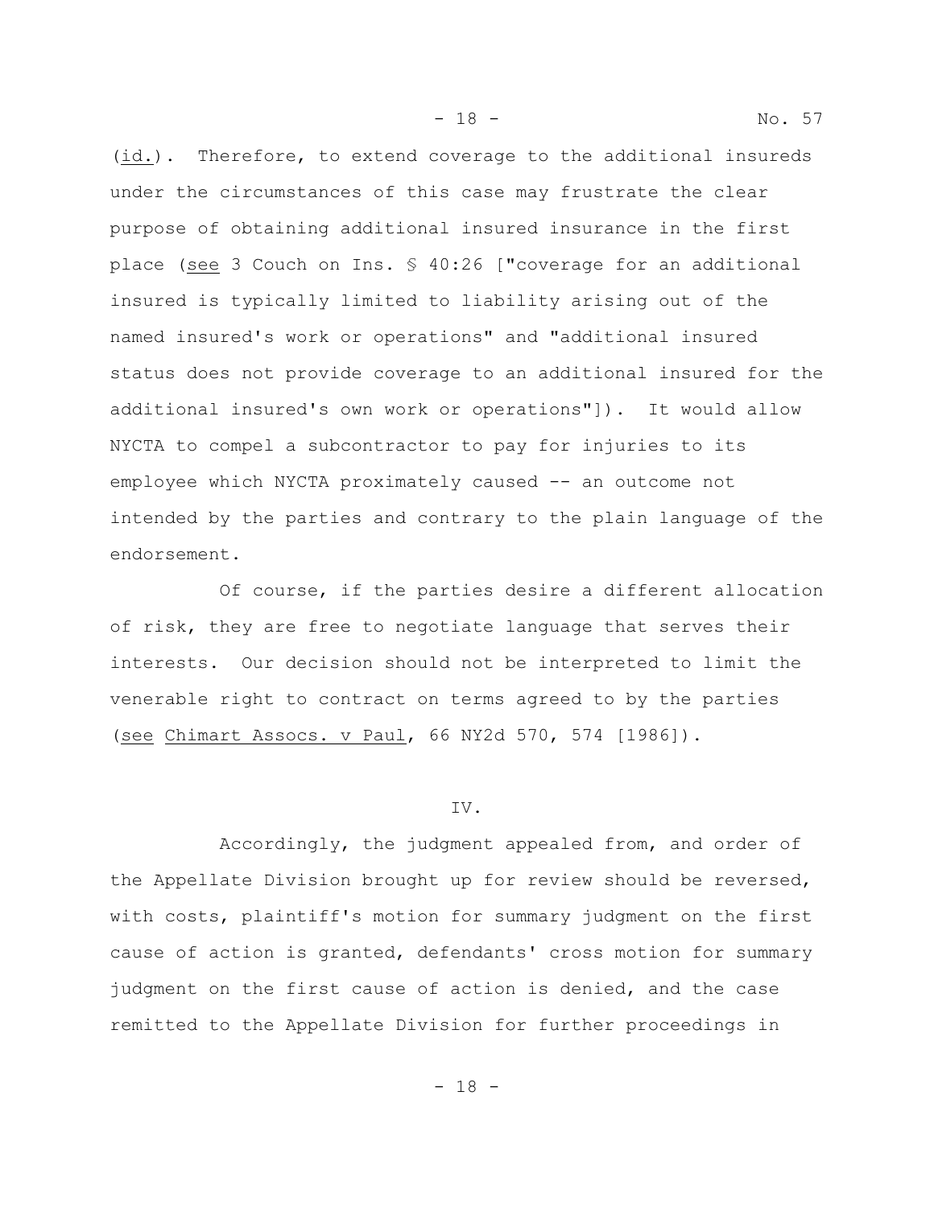(id.). Therefore, to extend coverage to the additional insureds under the circumstances of this case may frustrate the clear purpose of obtaining additional insured insurance in the first place (see 3 Couch on Ins. § 40:26 ["coverage for an additional insured is typically limited to liability arising out of the named insured's work or operations" and "additional insured status does not provide coverage to an additional insured for the additional insured's own work or operations"]). It would allow NYCTA to compel a subcontractor to pay for injuries to its employee which NYCTA proximately caused -- an outcome not intended by the parties and contrary to the plain language of the endorsement.

Of course, if the parties desire a different allocation of risk, they are free to negotiate language that serves their interests. Our decision should not be interpreted to limit the venerable right to contract on terms agreed to by the parties (see Chimart Assocs. v Paul, 66 NY2d 570, 574 [1986]).

IV.

Accordingly, the judgment appealed from, and order of the Appellate Division brought up for review should be reversed, with costs, plaintiff's motion for summary judgment on the first cause of action is granted, defendants' cross motion for summary judgment on the first cause of action is denied, and the case remitted to the Appellate Division for further proceedings in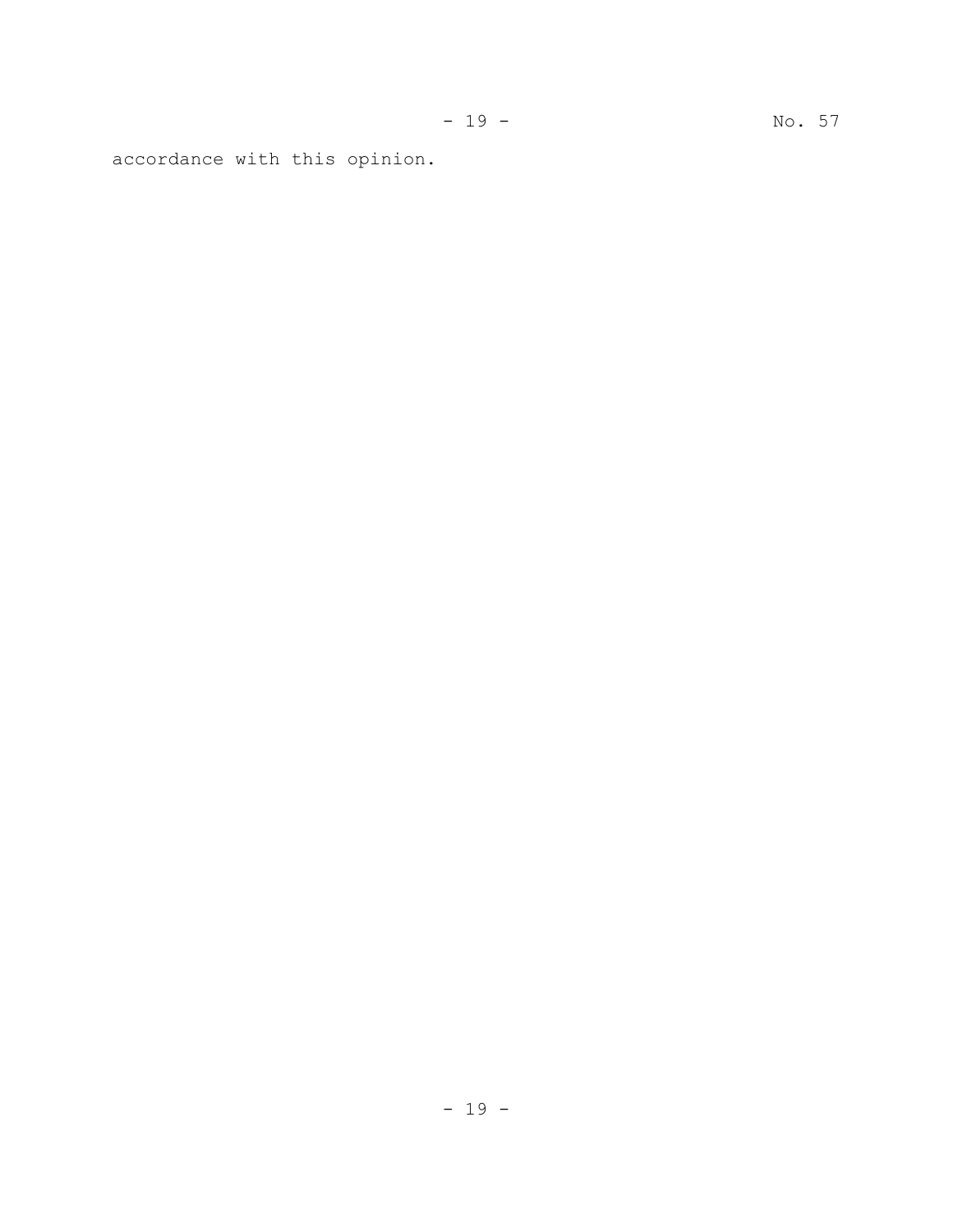accordance with this opinion.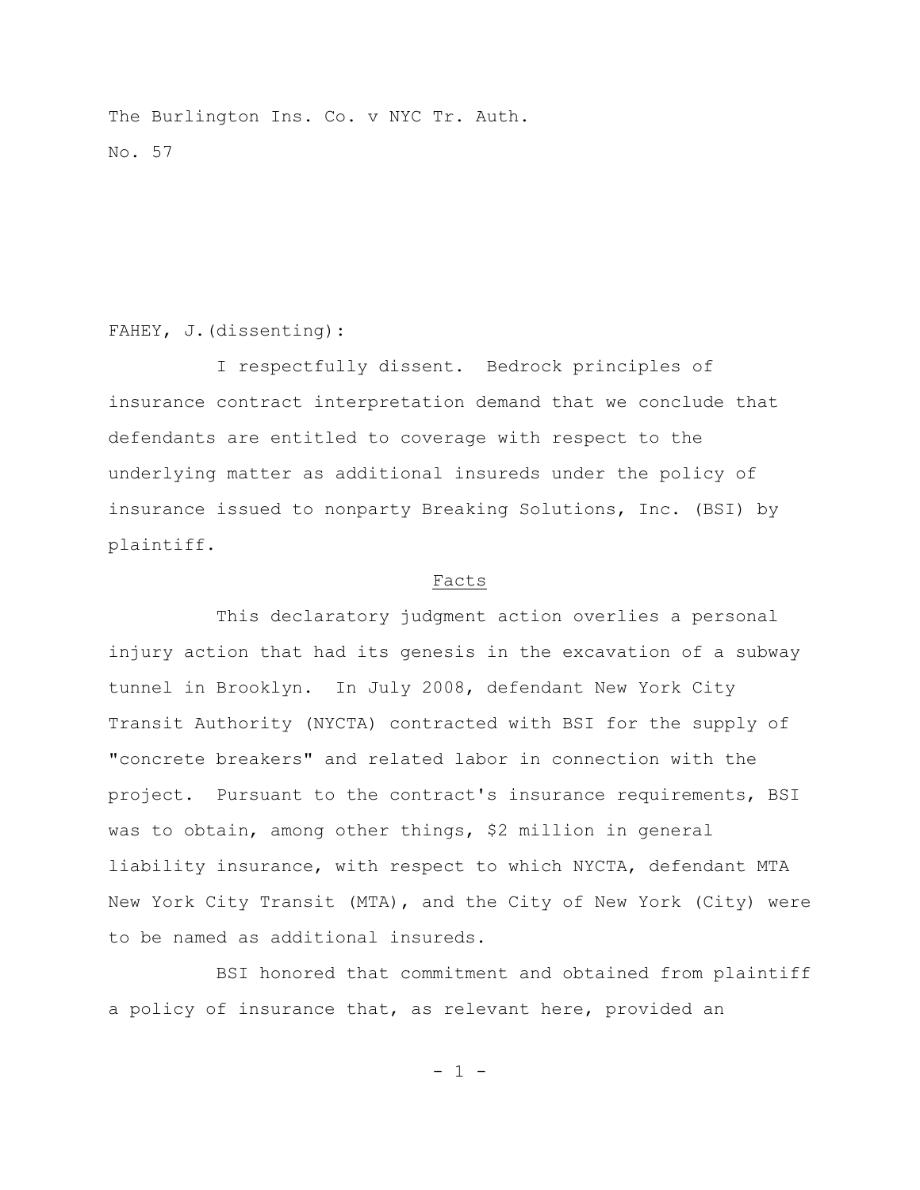The Burlington Ins. Co. v NYC Tr. Auth.

No. 57

FAHEY, J.(dissenting):

I respectfully dissent. Bedrock principles of insurance contract interpretation demand that we conclude that defendants are entitled to coverage with respect to the underlying matter as additional insureds under the policy of insurance issued to nonparty Breaking Solutions, Inc. (BSI) by plaintiff.

## Facts

This declaratory judgment action overlies a personal injury action that had its genesis in the excavation of a subway tunnel in Brooklyn. In July 2008, defendant New York City Transit Authority (NYCTA) contracted with BSI for the supply of "concrete breakers" and related labor in connection with the project. Pursuant to the contract's insurance requirements, BSI was to obtain, among other things, $2 million in general liability insurance, with respect to which NYCTA, defendant MTA New York City Transit (MTA), and the City of New York (City) were to be named as additional insureds.

BSI honored that commitment and obtained from plaintiff a policy of insurance that, as relevant here, provided an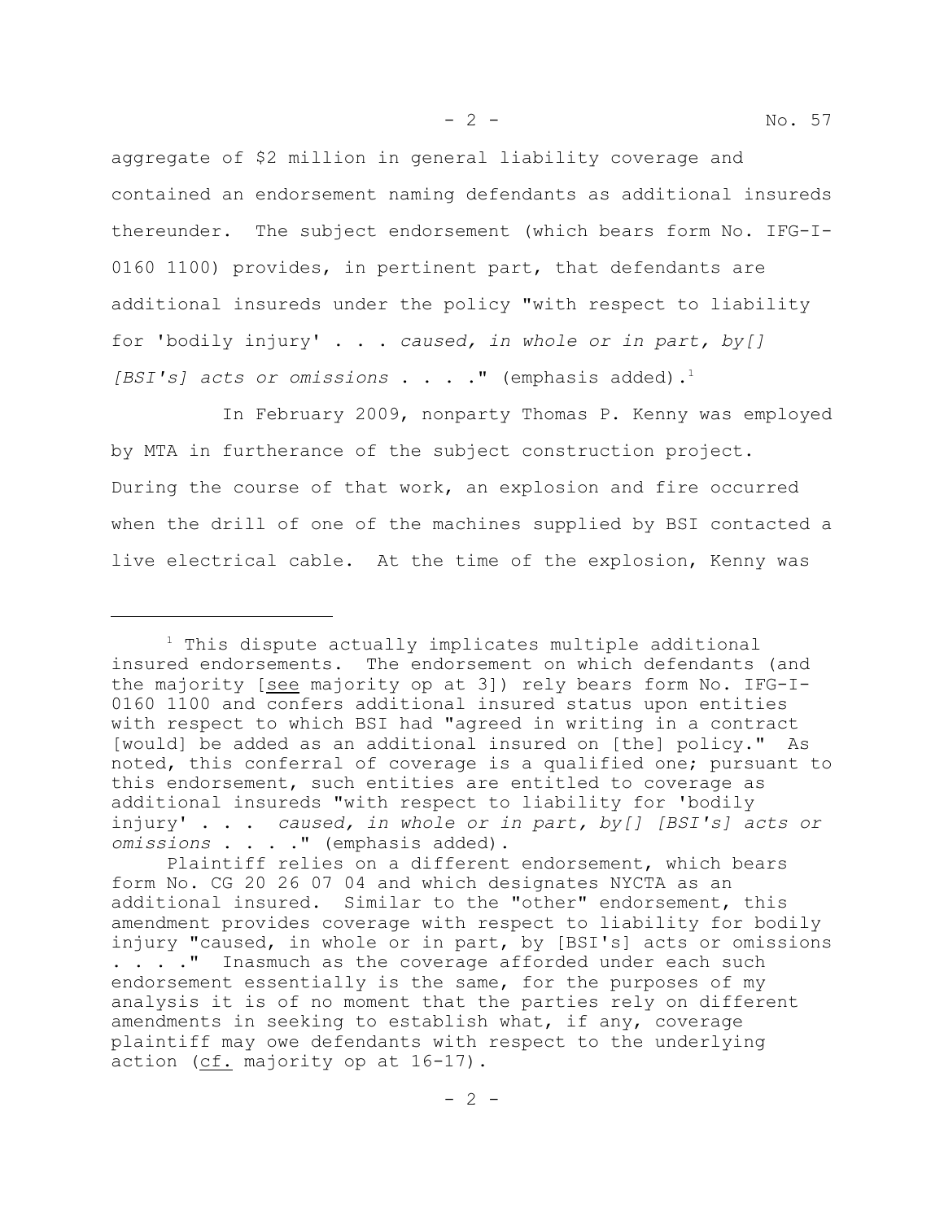aggregate of $2 million in general liability coverage and contained an endorsement naming defendants as additional insureds thereunder. The subject endorsement (which bears form No. IFG-I-0160 1100) provides, in pertinent part, that defendants are additional insureds under the policy "with respect to liability for 'bodily injury' . . . *caused, in whole or in part, by[] [BSI's] acts or omissions* . . . ." (emphasis added).[1]

In February 2009, nonparty Thomas P. Kenny was employed by MTA in furtherance of the subject construction project. During the course of that work, an explosion and fire occurred when the drill of one of the machines supplied by BSI contacted a live electrical cable. At the time of the explosion, Kenny was

---

[1] This dispute actually implicates multiple additional insured endorsements. The endorsement on which defendants (and the majority [see majority op at 3]) rely bears form No. IFG-I-0160 1100 and confers additional insured status upon entities with respect to which BSI had "agreed in writing in a contract [would] be added as an additional insured on [the] policy." As noted, this conferral of coverage is a qualified one; pursuant to this endorsement, such entities are entitled to coverage as additional insureds "with respect to liability for 'bodily injury' . . . *caused, in whole or in part, by[] [BSI's] acts or omissions* . . . ." (emphasis added).

Plaintiff relies on a different endorsement, which bears form No. CG 20 26 07 04 and which designates NYCTA as an additional insured. Similar to the "other" endorsement, this amendment provides coverage with respect to liability for bodily injury "caused, in whole or in part, by [BSI's] acts or omissions . . . ." Inasmuch as the coverage afforded under each such endorsement essentially is the same, for the purposes of my analysis it is of no moment that the parties rely on different amendments in seeking to establish what, if any, coverage plaintiff may owe defendants with respect to the underlying action (cf. majority op at 16-17).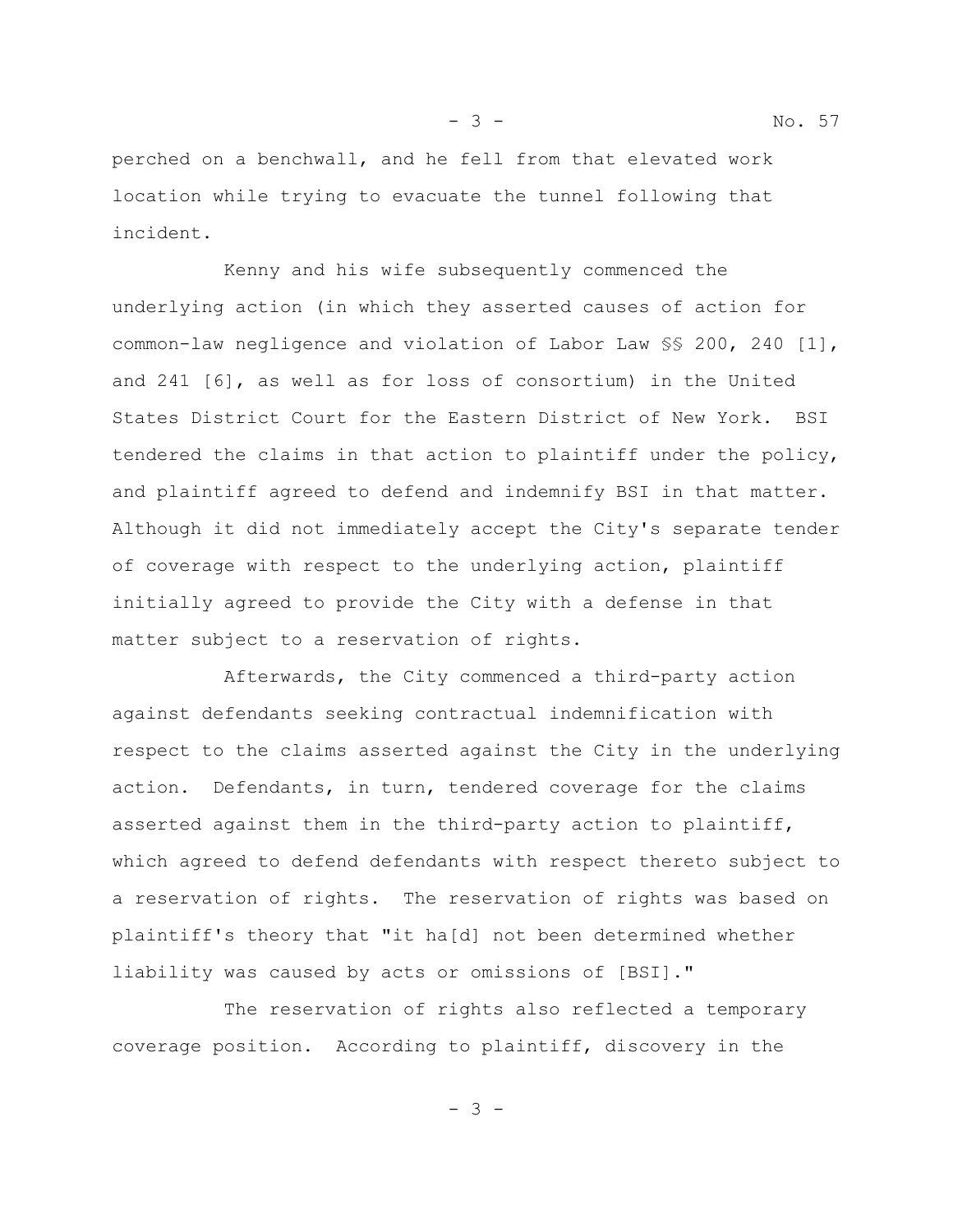perched on a benchwall, and he fell from that elevated work location while trying to evacuate the tunnel following that incident.

Kenny and his wife subsequently commenced the underlying action (in which they asserted causes of action for common-law negligence and violation of Labor Law §§ 200, 240 [1], and 241 [6], as well as for loss of consortium) in the United States District Court for the Eastern District of New York. BSI tendered the claims in that action to plaintiff under the policy, and plaintiff agreed to defend and indemnify BSI in that matter. Although it did not immediately accept the City's separate tender of coverage with respect to the underlying action, plaintiff initially agreed to provide the City with a defense in that matter subject to a reservation of rights.

Afterwards, the City commenced a third-party action against defendants seeking contractual indemnification with respect to the claims asserted against the City in the underlying action. Defendants, in turn, tendered coverage for the claims asserted against them in the third-party action to plaintiff, which agreed to defend defendants with respect thereto subject to a reservation of rights. The reservation of rights was based on plaintiff's theory that "it ha[d] not been determined whether liability was caused by acts or omissions of [BSI]."

The reservation of rights also reflected a temporary coverage position. According to plaintiff, discovery in the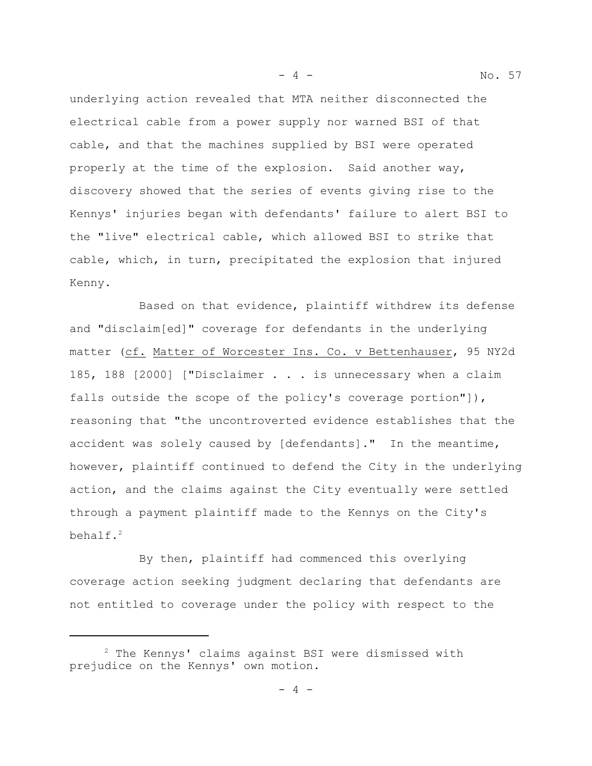underlying action revealed that MTA neither disconnected the electrical cable from a power supply nor warned BSI of that cable, and that the machines supplied by BSI were operated properly at the time of the explosion. Said another way, discovery showed that the series of events giving rise to the Kennys' injuries began with defendants' failure to alert BSI to the "live" electrical cable, which allowed BSI to strike that cable, which, in turn, precipitated the explosion that injured Kenny.

Based on that evidence, plaintiff withdrew its defense and "disclaim[ed]" coverage for defendants in the underlying matter (cf. Matter of Worcester Ins. Co. v Bettenhauser, 95 NY2d 185, 188 [2000] ["Disclaimer . . . is unnecessary when a claim falls outside the scope of the policy's coverage portion"]), reasoning that "the uncontroverted evidence establishes that the accident was solely caused by [defendants]." In the meantime, however, plaintiff continued to defend the City in the underlying action, and the claims against the City eventually were settled through a payment plaintiff made to the Kennys on the City's behalf.[2]

By then, plaintiff had commenced this overlying coverage action seeking judgment declaring that defendants are not entitled to coverage under the policy with respect to the

---

[2] The Kennys' claims against BSI were dismissed with prejudice on the Kennys' own motion.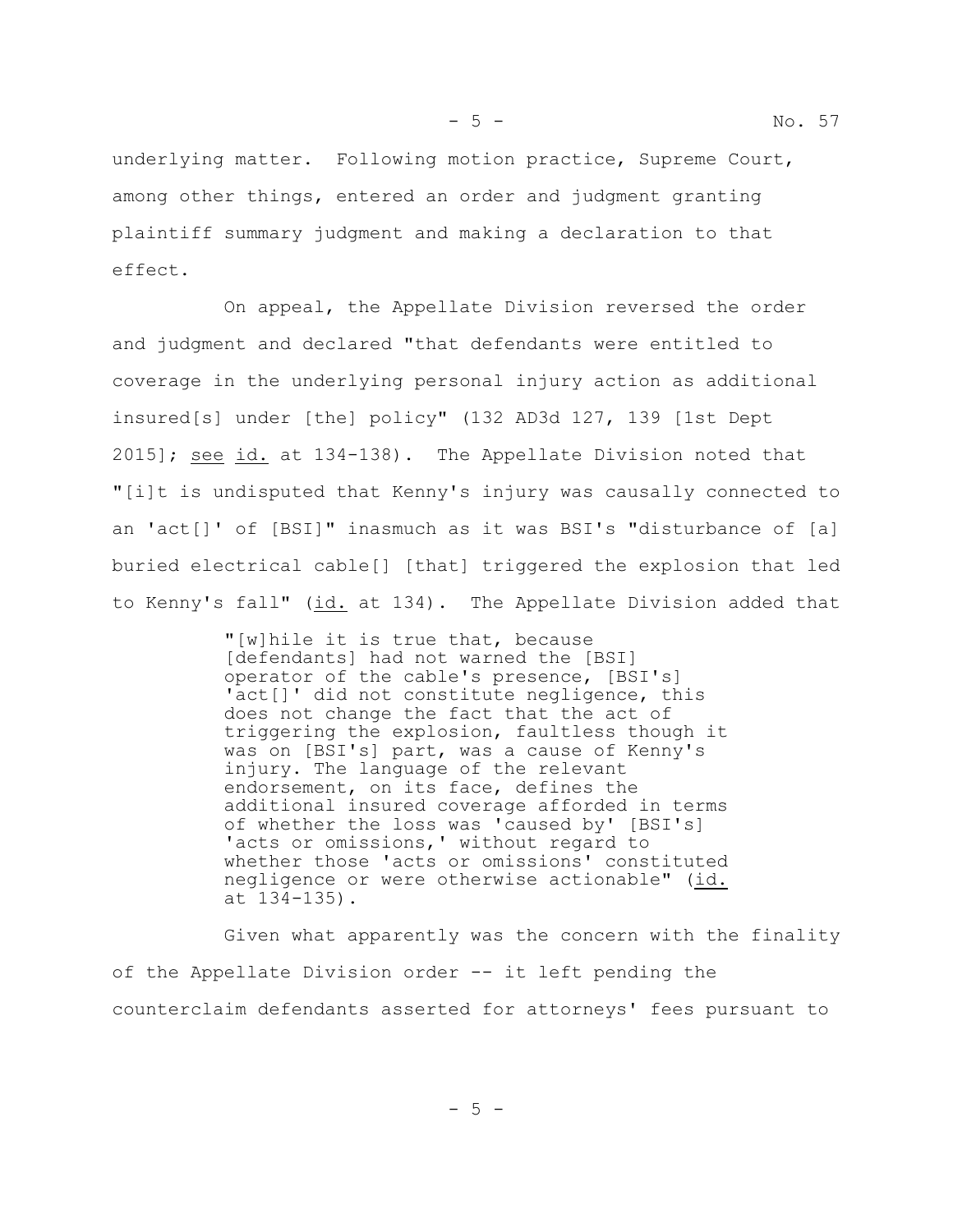underlying matter. Following motion practice, Supreme Court, among other things, entered an order and judgment granting plaintiff summary judgment and making a declaration to that effect.

On appeal, the Appellate Division reversed the order and judgment and declared "that defendants were entitled to coverage in the underlying personal injury action as additional insured[s] under [the] policy" (132 AD3d 127, 139 [1st Dept 2015]; see id. at 134-138). The Appellate Division noted that "[i]t is undisputed that Kenny's injury was causally connected to an 'act[]' of [BSI]" inasmuch as it was BSI's "disturbance of [a] buried electrical cable[] [that] triggered the explosion that led to Kenny's fall" (id. at 134). The Appellate Division added that

> "[w]hile it is true that, because [defendants] had not warned the [BSI] operator of the cable's presence, [BSI's] 'act[]' did not constitute negligence, this does not change the fact that the act of triggering the explosion, faultless though it was on [BSI's] part, was a cause of Kenny's injury. The language of the relevant endorsement, on its face, defines the additional insured coverage afforded in terms of whether the loss was 'caused by' [BSI's] 'acts or omissions,' without regard to whether those 'acts or omissions' constituted negligence or were otherwise actionable" (id. at 134-135).

Given what apparently was the concern with the finality of the Appellate Division order -- it left pending the counterclaim defendants asserted for attorneys' fees pursuant to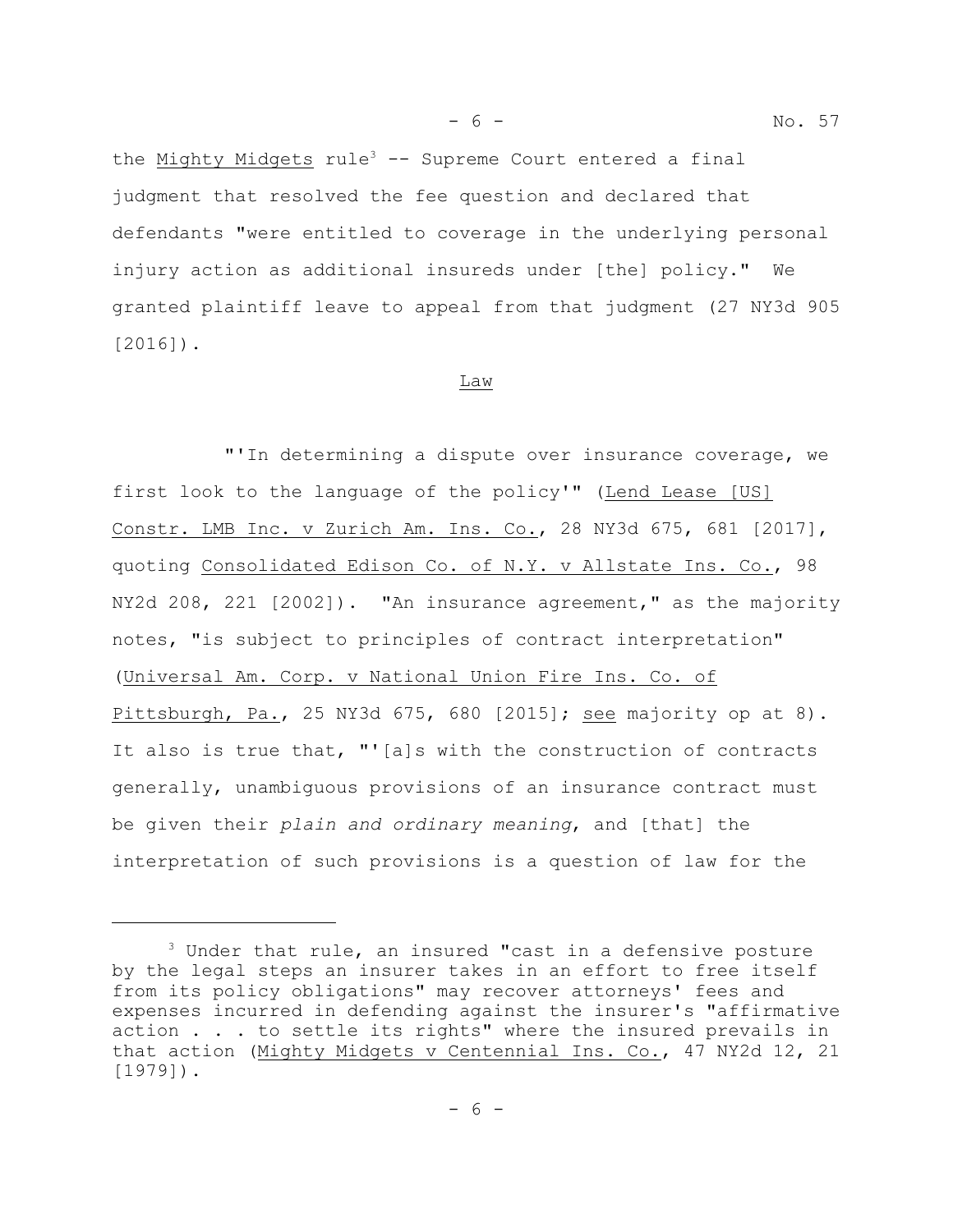the Mighty Midgets rule[3] -- Supreme Court entered a final judgment that resolved the fee question and declared that defendants "were entitled to coverage in the underlying personal injury action as additional insureds under [the] policy." We granted plaintiff leave to appeal from that judgment (27 NY3d 905 [2016]).

## Law

"'In determining a dispute over insurance coverage, we first look to the language of the policy'" (Lend Lease [US] Constr. LMB Inc. v Zurich Am. Ins. Co., 28 NY3d 675, 681 [2017], quoting Consolidated Edison Co. of N.Y. v Allstate Ins. Co., 98 NY2d 208, 221 [2002]). "An insurance agreement," as the majority notes, "is subject to principles of contract interpretation" (Universal Am. Corp. v National Union Fire Ins. Co. of Pittsburgh, Pa., 25 NY3d 675, 680 [2015]; see majority op at 8). It also is true that, "'[a]s with the construction of contracts generally, unambiguous provisions of an insurance contract must be given their *plain and ordinary meaning*, and [that] the interpretation of such provisions is a question of law for the

---

[3] Under that rule, an insured "cast in a defensive posture by the legal steps an insurer takes in an effort to free itself from its policy obligations" may recover attorneys' fees and expenses incurred in defending against the insurer's "affirmative action . . . to settle its rights" where the insured prevails in that action (Mighty Midgets v Centennial Ins. Co., 47 NY2d 12, 21 [1979]).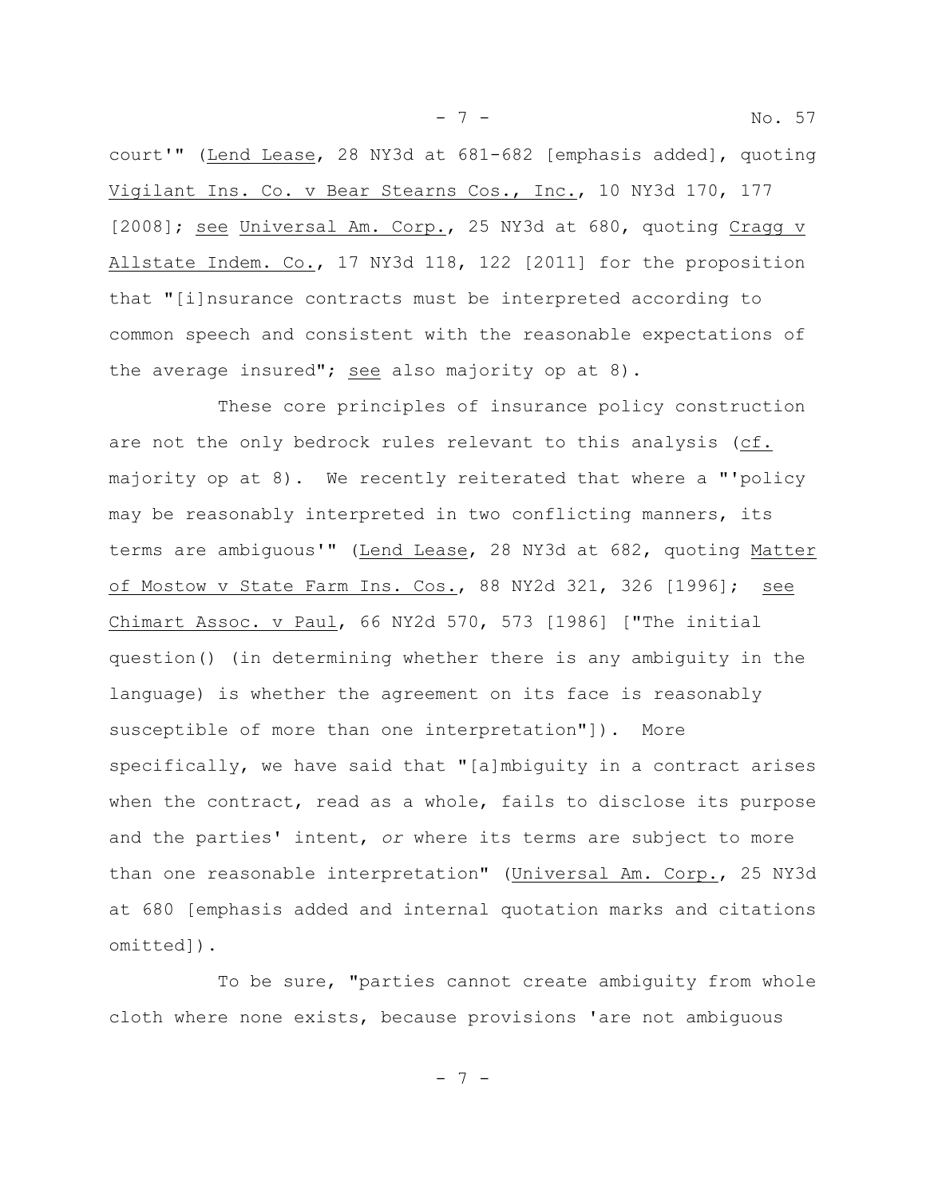court'" (Lend Lease, 28 NY3d at 681-682 [emphasis added], quoting Vigilant Ins. Co. v Bear Stearns Cos., Inc., 10 NY3d 170, 177 [2008]; see Universal Am. Corp., 25 NY3d at 680, quoting Cragg v Allstate Indem. Co., 17 NY3d 118, 122 [2011] for the proposition that "[i]nsurance contracts must be interpreted according to common speech and consistent with the reasonable expectations of the average insured"; see also majority op at 8).

These core principles of insurance policy construction are not the only bedrock rules relevant to this analysis (cf. majority op at 8). We recently reiterated that where a "'policy may be reasonably interpreted in two conflicting manners, its terms are ambiguous'" (Lend Lease, 28 NY3d at 682, quoting Matter of Mostow v State Farm Ins. Cos., 88 NY2d 321, 326 [1996]; see Chimart Assoc. v Paul, 66 NY2d 570, 573 [1986] ["The initial question() (in determining whether there is any ambiguity in the language) is whether the agreement on its face is reasonably susceptible of more than one interpretation"]). More specifically, we have said that "[a]mbiguity in a contract arises when the contract, read as a whole, fails to disclose its purpose and the parties' intent, *or* where its terms are subject to more than one reasonable interpretation" (Universal Am. Corp., 25 NY3d at 680 [emphasis added and internal quotation marks and citations omitted]).

To be sure, "parties cannot create ambiguity from whole cloth where none exists, because provisions 'are not ambiguous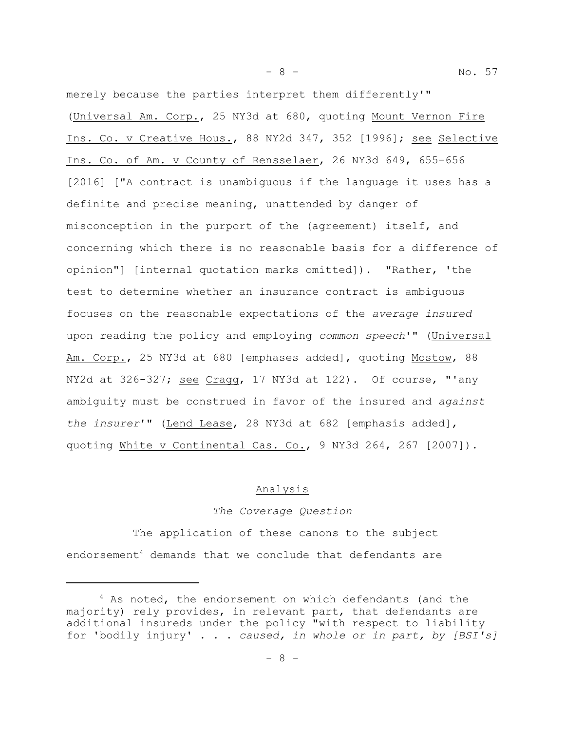merely because the parties interpret them differently'" (Universal Am. Corp., 25 NY3d at 680, quoting Mount Vernon Fire Ins. Co. v Creative Hous., 88 NY2d 347, 352 [1996]; see Selective Ins. Co. of Am. v County of Rensselaer, 26 NY3d 649, 655-656 [2016] ["A contract is unambiguous if the language it uses has a definite and precise meaning, unattended by danger of misconception in the purport of the (agreement) itself, and concerning which there is no reasonable basis for a difference of opinion"] [internal quotation marks omitted]). "Rather, 'the test to determine whether an insurance contract is ambiguous focuses on the reasonable expectations of the *average insured* upon reading the policy and employing *common speech*'" (Universal Am. Corp., 25 NY3d at 680 [emphases added], quoting Mostow, 88 NY2d at 326-327; see Cragg, 17 NY3d at 122). Of course, "'any ambiguity must be construed in favor of the insured and *against the insurer*'" (Lend Lease, 28 NY3d at 682 [emphasis added], quoting White v Continental Cas. Co., 9 NY3d 264, 267 [2007]).

## Analysis

### *The Coverage Question*

The application of these canons to the subject endorsement[4] demands that we conclude that defendants are

[4] As noted, the endorsement on which defendants (and the majority) rely provides, in relevant part, that defendants are additional insureds under the policy "with respect to liability for 'bodily injury' . . . *caused, in whole or in part, by [BSI's]*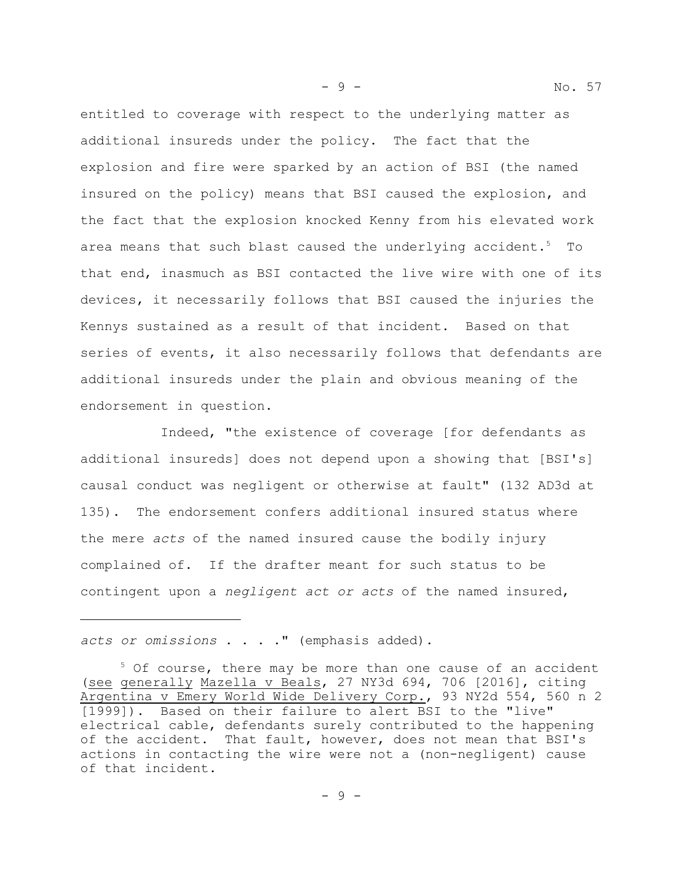entitled to coverage with respect to the underlying matter as additional insureds under the policy. The fact that the explosion and fire were sparked by an action of BSI (the named insured on the policy) means that BSI caused the explosion, and the fact that the explosion knocked Kenny from his elevated work area means that such blast caused the underlying accident.[5] To that end, inasmuch as BSI contacted the live wire with one of its devices, it necessarily follows that BSI caused the injuries the Kennys sustained as a result of that incident. Based on that series of events, it also necessarily follows that defendants are additional insureds under the plain and obvious meaning of the endorsement in question.

Indeed, "the existence of coverage [for defendants as additional insureds] does not depend upon a showing that [BSI's] causal conduct was negligent or otherwise at fault" (132 AD3d at 135). The endorsement confers additional insured status where the mere *acts* of the named insured cause the bodily injury complained of. If the drafter meant for such status to be contingent upon a *negligent act or acts* of the named insured,

---

*acts or omissions* . . . ." (emphasis added).

[5] Of course, there may be more than one cause of an accident (see generally Mazella v Beals, 27 NY3d 694, 706 [2016], citing Argentina v Emery World Wide Delivery Corp., 93 NY2d 554, 560 n 2 [1999]). Based on their failure to alert BSI to the "live" electrical cable, defendants surely contributed to the happening of the accident. That fault, however, does not mean that BSI's actions in contacting the wire were not a (non-negligent) cause of that incident.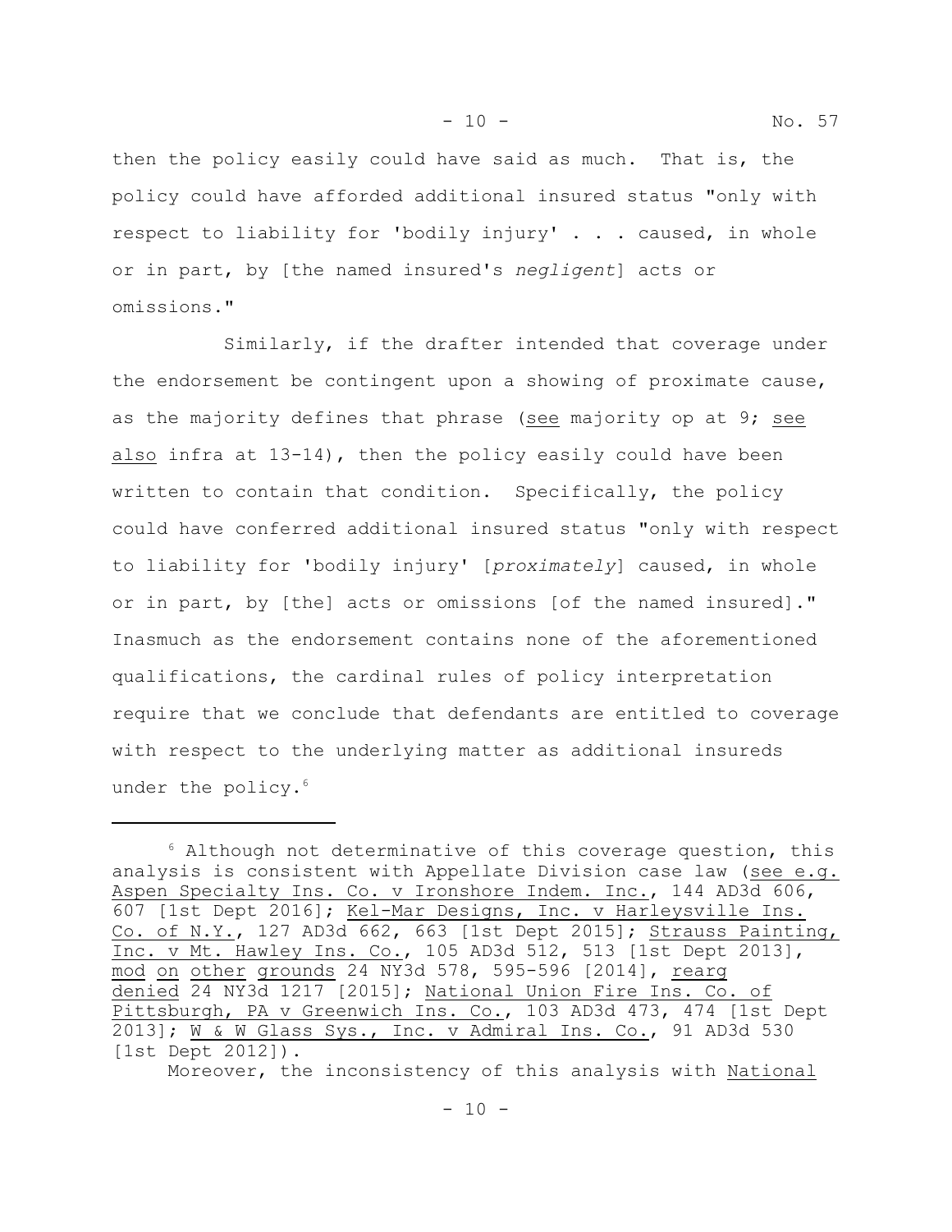then the policy easily could have said as much. That is, the policy could have afforded additional insured status "only with respect to liability for 'bodily injury' . . . caused, in whole or in part, by [the named insured's *negligent*] acts or omissions."

Similarly, if the drafter intended that coverage under the endorsement be contingent upon a showing of proximate cause, as the majority defines that phrase (see majority op at 9; see also infra at 13-14), then the policy easily could have been written to contain that condition. Specifically, the policy could have conferred additional insured status "only with respect to liability for 'bodily injury' [*proximately*] caused, in whole or in part, by [the] acts or omissions [of the named insured]." Inasmuch as the endorsement contains none of the aforementioned qualifications, the cardinal rules of policy interpretation require that we conclude that defendants are entitled to coverage with respect to the underlying matter as additional insureds under the policy.[6]

---

[6] Although not determinative of this coverage question, this analysis is consistent with Appellate Division case law (see e.g. Aspen Specialty Ins. Co. v Ironshore Indem. Inc., 144 AD3d 606, 607 [1st Dept 2016]; Kel-Mar Designs, Inc. v Harleysville Ins. Co. of N.Y., 127 AD3d 662, 663 [1st Dept 2015]; Strauss Painting, Inc. v Mt. Hawley Ins. Co., 105 AD3d 512, 513 [1st Dept 2013], mod on other grounds 24 NY3d 578, 595-596 [2014], rearg denied 24 NY3d 1217 [2015]; National Union Fire Ins. Co. of Pittsburgh, PA v Greenwich Ins. Co., 103 AD3d 473, 474 [1st Dept 2013]; W & W Glass Sys., Inc. v Admiral Ins. Co., 91 AD3d 530 [1st Dept 2012]).

Moreover, the inconsistency of this analysis with National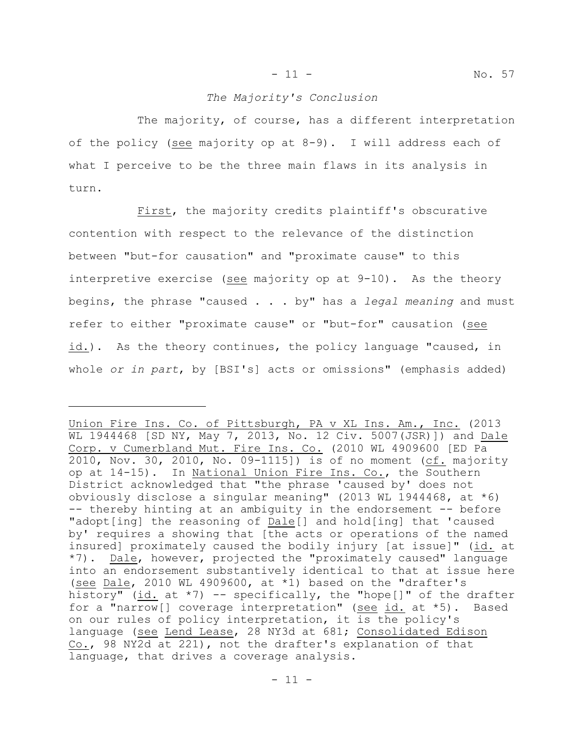*The Majority's Conclusion*

The majority, of course, has a different interpretation of the policy (see majority op at 8-9). I will address each of what I perceive to be the three main flaws in its analysis in turn.

First, the majority credits plaintiff's obscurative contention with respect to the relevance of the distinction between "but-for causation" and "proximate cause" to this interpretive exercise (see majority op at 9-10). As the theory begins, the phrase "caused . . . by" has a *legal meaning* and must refer to either "proximate cause" or "but-for" causation (see id.). As the theory continues, the policy language "caused, in whole *or in part*, by [BSI's] acts or omissions" (emphasis added)

---

Union Fire Ins. Co. of Pittsburgh, PA v XL Ins. Am., Inc. (2013 WL 1944468 [SD NY, May 7, 2013, No. 12 Civ. 5007(JSR)]) and Dale Corp. v Cumerbland Mut. Fire Ins. Co. (2010 WL 4909600 [ED Pa 2010, Nov. 30, 2010, No. 09-1115]) is of no moment (cf. majority op at 14-15). In National Union Fire Ins. Co., the Southern District acknowledged that "the phrase 'caused by' does not obviously disclose a singular meaning" (2013 WL 1944468, at *6) -- thereby hinting at an ambiguity in the endorsement -- before "adopt[ing] the reasoning of Dale[] and hold[ing] that 'caused by' requires a showing that [the acts or operations of the named insured] proximately caused the bodily injury [at issue]" (id. at *7). Dale, however, projected the "proximately caused" language into an endorsement substantively identical to that at issue here (see Dale, 2010 WL 4909600, at *1) based on the "drafter's history" (id. at *7) -- specifically, the "hope[]" of the drafter for a "narrow[] coverage interpretation" (see id. at *5). Based on our rules of policy interpretation, it is the policy's language (see Lend Lease, 28 NY3d at 681; Consolidated Edison Co., 98 NY2d at 221), not the drafter's explanation of that language, that drives a coverage analysis.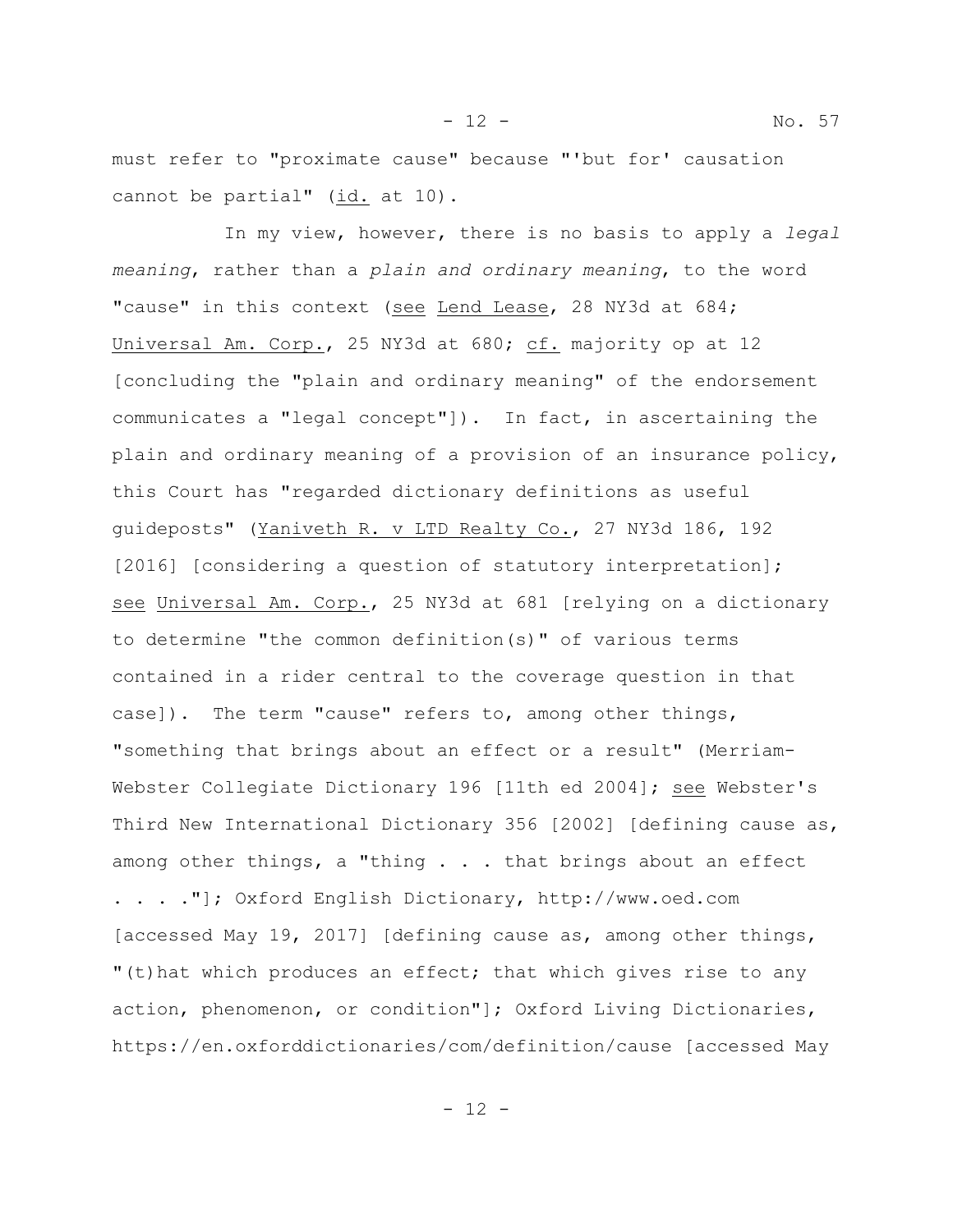must refer to "proximate cause" because "'but for' causation cannot be partial" (id. at 10).

In my view, however, there is no basis to apply a *legal meaning*, rather than a *plain and ordinary meaning*, to the word "cause" in this context (see Lend Lease, 28 NY3d at 684; Universal Am. Corp., 25 NY3d at 680; cf. majority op at 12 [concluding the "plain and ordinary meaning" of the endorsement communicates a "legal concept"]). In fact, in ascertaining the plain and ordinary meaning of a provision of an insurance policy, this Court has "regarded dictionary definitions as useful guideposts" (Yaniveth R. v LTD Realty Co., 27 NY3d 186, 192 [2016] [considering a question of statutory interpretation]; see Universal Am. Corp., 25 NY3d at 681 [relying on a dictionary to determine "the common definition(s)" of various terms contained in a rider central to the coverage question in that case]). The term "cause" refers to, among other things, "something that brings about an effect or a result" (Merriam-Webster Collegiate Dictionary 196 [11th ed 2004]; see Webster's Third New International Dictionary 356 [2002] [defining cause as, among other things, a "thing . . . that brings about an effect . . . ."]; Oxford English Dictionary, http://www.oed.com [accessed May 19, 2017] [defining cause as, among other things, "(t)hat which produces an effect; that which gives rise to any action, phenomenon, or condition"]; Oxford Living Dictionaries, https://en.oxforddictionaries/com/definition/cause [accessed May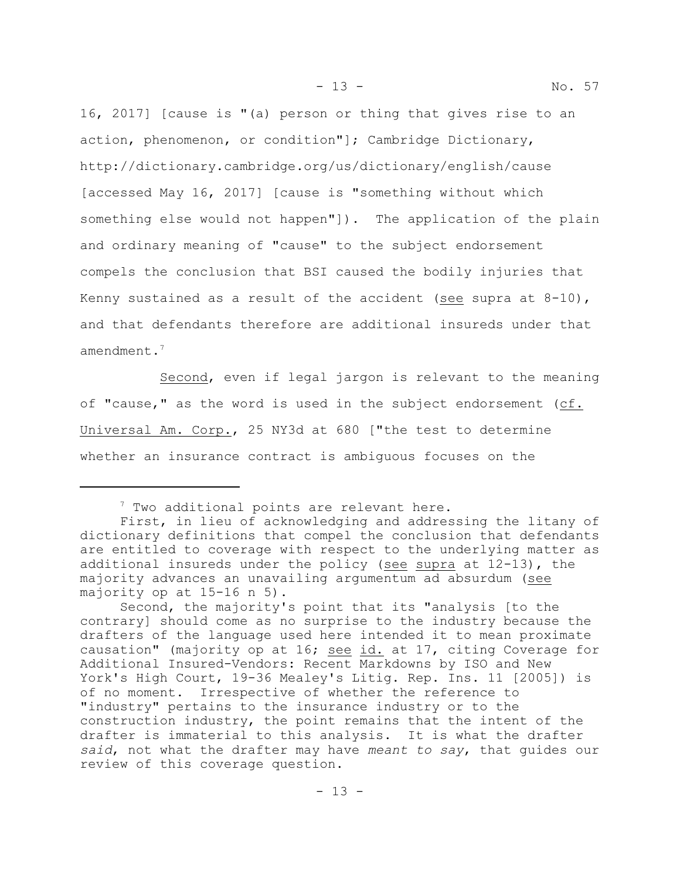16, 2017] [cause is "(a) person or thing that gives rise to an action, phenomenon, or condition"]; Cambridge Dictionary, http://dictionary.cambridge.org/us/dictionary/english/cause [accessed May 16, 2017] [cause is "something without which something else would not happen"]). The application of the plain and ordinary meaning of "cause" to the subject endorsement compels the conclusion that BSI caused the bodily injuries that Kenny sustained as a result of the accident (see supra at 8-10), and that defendants therefore are additional insureds under that amendment.[7]

Second, even if legal jargon is relevant to the meaning of "cause," as the word is used in the subject endorsement (cf. Universal Am. Corp., 25 NY3d at 680 ["the test to determine whether an insurance contract is ambiguous focuses on the

---

[7] Two additional points are relevant here.

First, in lieu of acknowledging and addressing the litany of dictionary definitions that compel the conclusion that defendants are entitled to coverage with respect to the underlying matter as additional insureds under the policy (see supra at 12-13), the majority advances an unavailing argumentum ad absurdum (see majority op at 15-16 n 5).

Second, the majority's point that its "analysis [to the contrary] should come as no surprise to the industry because the drafters of the language used here intended it to mean proximate causation" (majority op at 16; see id. at 17, citing Coverage for Additional Insured-Vendors: Recent Markdowns by ISO and New York's High Court, 19-36 Mealey's Litig. Rep. Ins. 11 [2005]) is of no moment. Irrespective of whether the reference to "industry" pertains to the insurance industry or to the construction industry, the point remains that the intent of the drafter is immaterial to this analysis. It is what the drafter *said*, not what the drafter may have *meant to say*, that guides our review of this coverage question.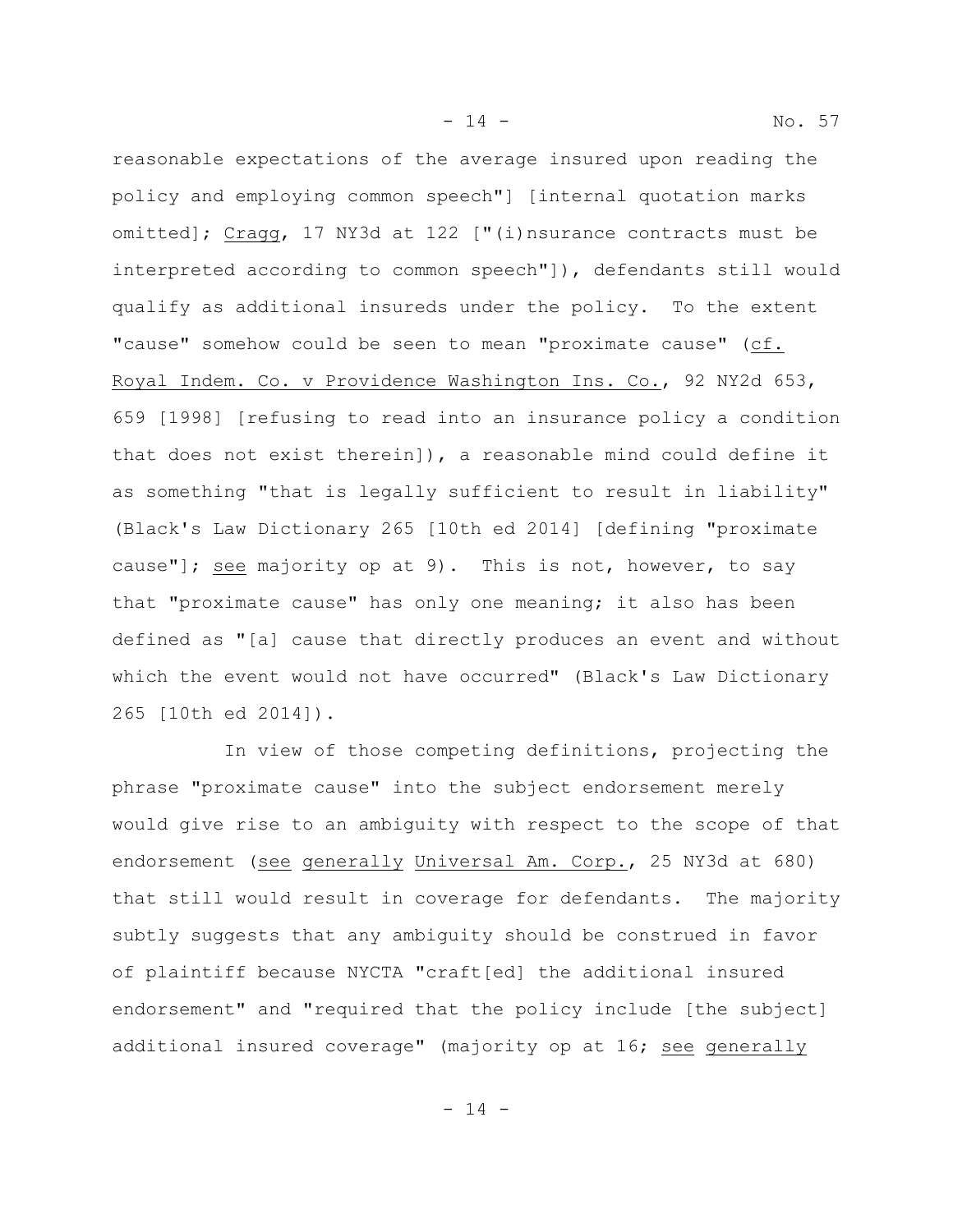reasonable expectations of the average insured upon reading the policy and employing common speech"] [internal quotation marks omitted]; Cragg, 17 NY3d at 122 ["(i)nsurance contracts must be interpreted according to common speech"]), defendants still would qualify as additional insureds under the policy. To the extent "cause" somehow could be seen to mean "proximate cause" (cf. Royal Indem. Co. v Providence Washington Ins. Co., 92 NY2d 653, 659 [1998] [refusing to read into an insurance policy a condition that does not exist therein]), a reasonable mind could define it as something "that is legally sufficient to result in liability" (Black's Law Dictionary 265 [10th ed 2014] [defining "proximate cause"]; see majority op at 9). This is not, however, to say that "proximate cause" has only one meaning; it also has been defined as "[a] cause that directly produces an event and without which the event would not have occurred" (Black's Law Dictionary 265 [10th ed 2014]).

In view of those competing definitions, projecting the phrase "proximate cause" into the subject endorsement merely would give rise to an ambiguity with respect to the scope of that endorsement (see generally Universal Am. Corp., 25 NY3d at 680) that still would result in coverage for defendants. The majority subtly suggests that any ambiguity should be construed in favor of plaintiff because NYCTA "craft[ed] the additional insured endorsement" and "required that the policy include [the subject] additional insured coverage" (majority op at 16; see generally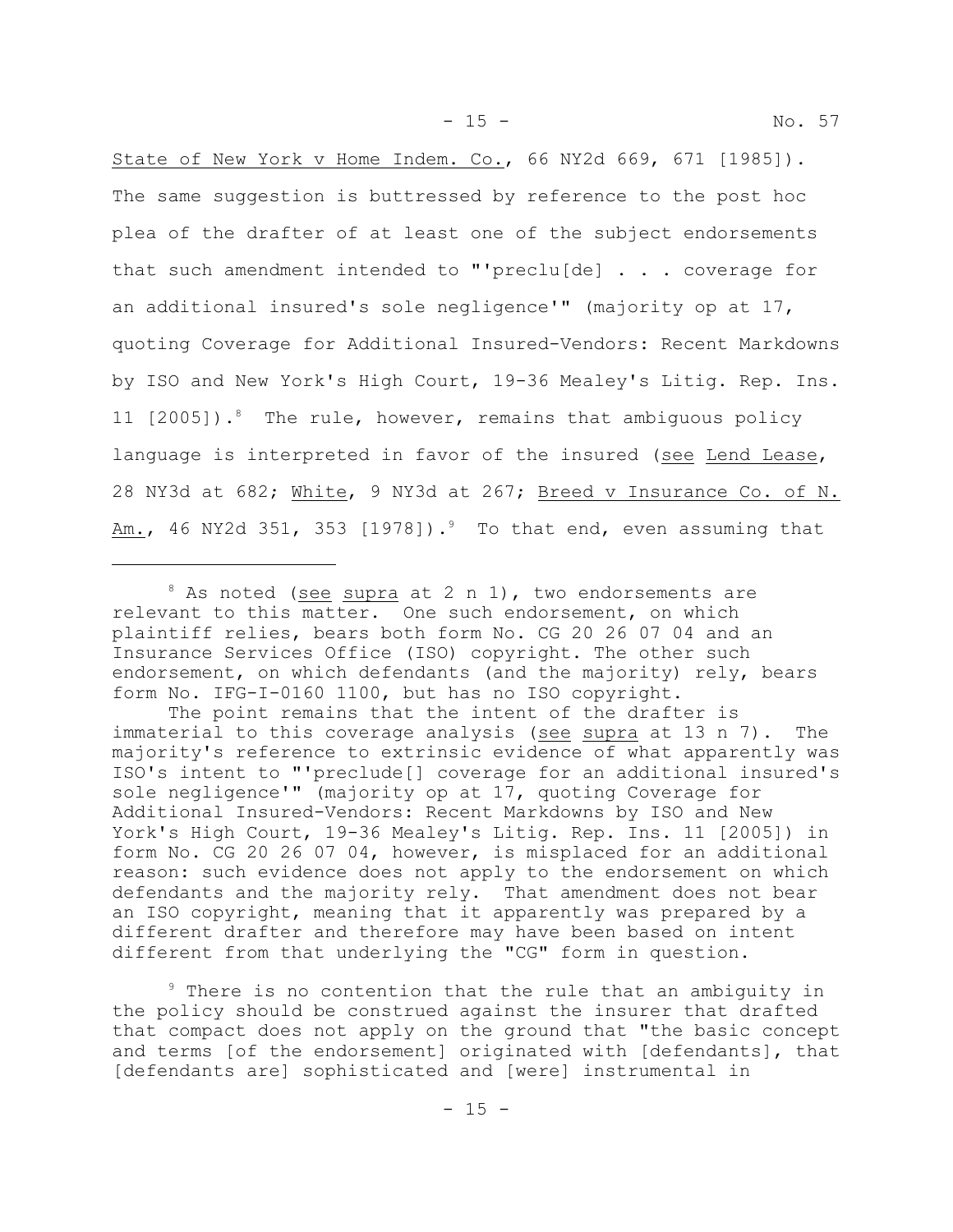State of New York v Home Indem. Co., 66 NY2d 669, 671 [1985]). The same suggestion is buttressed by reference to the post hoc plea of the drafter of at least one of the subject endorsements that such amendment intended to "'preclu[de] . . . coverage for an additional insured's sole negligence'" (majority op at 17, quoting Coverage for Additional Insured-Vendors: Recent Markdowns by ISO and New York's High Court, 19-36 Mealey's Litig. Rep. Ins. 11 [2005]).[8] The rule, however, remains that ambiguous policy language is interpreted in favor of the insured (see Lend Lease, 28 NY3d at 682; White, 9 NY3d at 267; Breed v Insurance Co. of N. Am., 46 NY2d 351, 353 [1978]).[9] To that end, even assuming that

---

[8] As noted (see supra at 2 n 1), two endorsements are relevant to this matter. One such endorsement, on which plaintiff relies, bears both form No. CG 20 26 07 04 and an Insurance Services Office (ISO) copyright. The other such endorsement, on which defendants (and the majority) rely, bears form No. IFG-I-0160 1100, but has no ISO copyright.

The point remains that the intent of the drafter is immaterial to this coverage analysis (see supra at 13 n 7). The majority's reference to extrinsic evidence of what apparently was ISO's intent to "'preclude[] coverage for an additional insured's sole negligence'" (majority op at 17, quoting Coverage for Additional Insured-Vendors: Recent Markdowns by ISO and New York's High Court, 19-36 Mealey's Litig. Rep. Ins. 11 [2005]) in form No. CG 20 26 07 04, however, is misplaced for an additional reason: such evidence does not apply to the endorsement on which defendants and the majority rely. That amendment does not bear an ISO copyright, meaning that it apparently was prepared by a different drafter and therefore may have been based on intent different from that underlying the "CG" form in question.

[9] There is no contention that the rule that an ambiguity in the policy should be construed against the insurer that drafted that compact does not apply on the ground that "the basic concept and terms [of the endorsement] originated with [defendants], that [defendants are] sophisticated and [were] instrumental in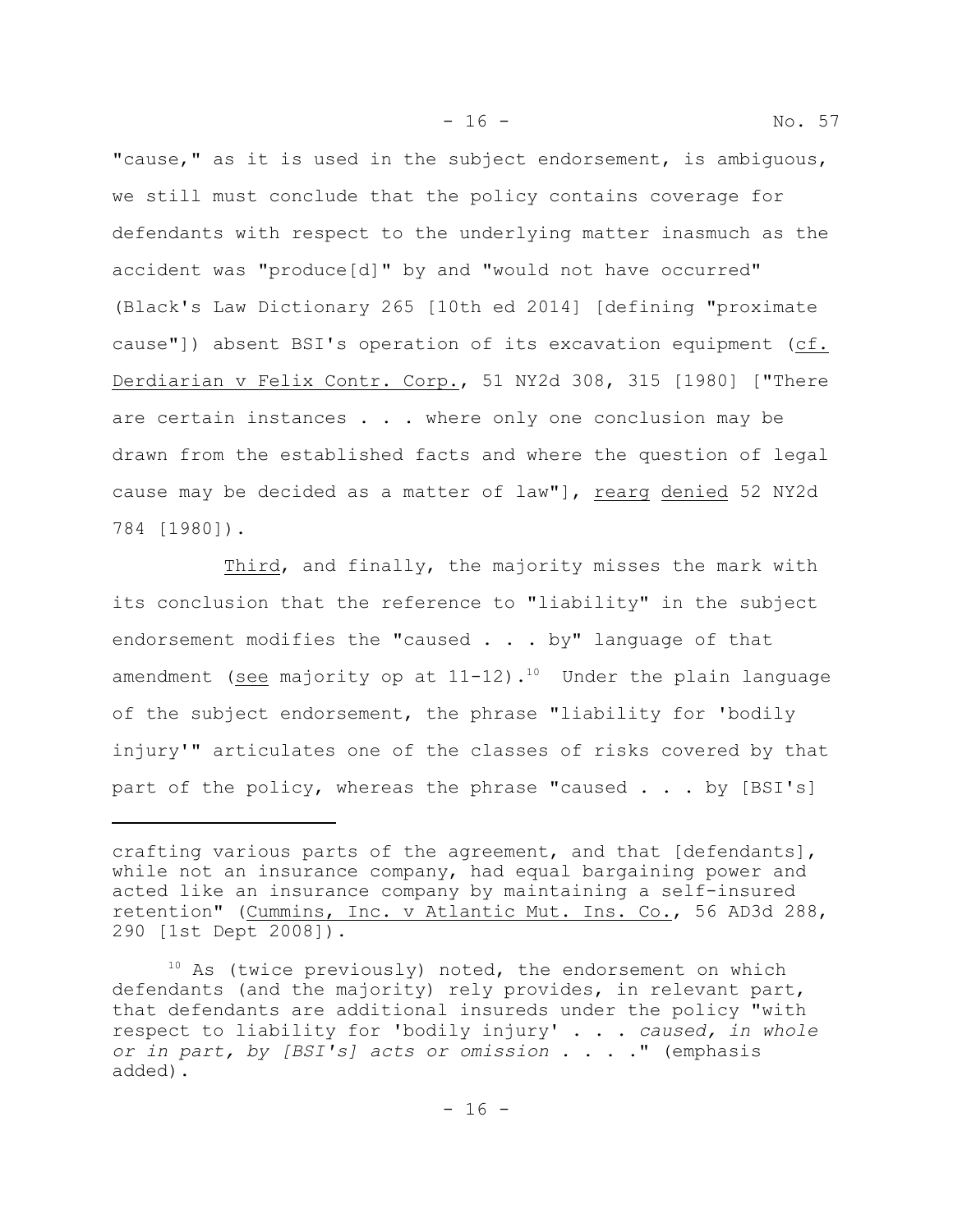"cause," as it is used in the subject endorsement, is ambiguous, we still must conclude that the policy contains coverage for defendants with respect to the underlying matter inasmuch as the accident was "produce[d]" by and "would not have occurred" (Black's Law Dictionary 265 [10th ed 2014] [defining "proximate cause"]) absent BSI's operation of its excavation equipment (cf. Derdiarian v Felix Contr. Corp., 51 NY2d 308, 315 [1980] ["There are certain instances . . . where only one conclusion may be drawn from the established facts and where the question of legal cause may be decided as a matter of law"], rearg denied 52 NY2d 784 [1980]).

Third, and finally, the majority misses the mark with its conclusion that the reference to "liability" in the subject endorsement modifies the "caused . . . by" language of that amendment (see majority op at 11-12).[10] Under the plain language of the subject endorsement, the phrase "liability for 'bodily injury'" articulates one of the classes of risks covered by that part of the policy, whereas the phrase "caused . . . by [BSI's]

---

crafting various parts of the agreement, and that [defendants], while not an insurance company, had equal bargaining power and acted like an insurance company by maintaining a self-insured retention" (Cummins, Inc. v Atlantic Mut. Ins. Co., 56 AD3d 288, 290 [1st Dept 2008]).

[10] As (twice previously) noted, the endorsement on which defendants (and the majority) rely provides, in relevant part, that defendants are additional insureds under the policy "with respect to liability for 'bodily injury' . . . *caused, in whole or in part, by [BSI's] acts or omission* . . . ." (emphasis added).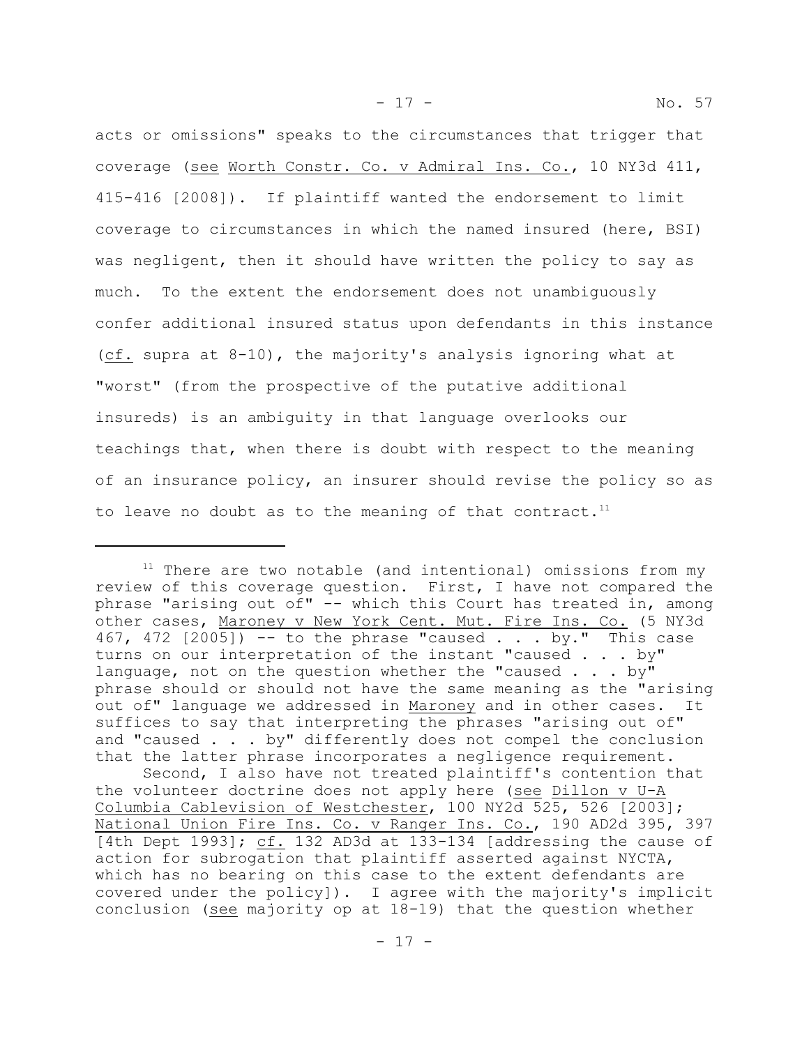acts or omissions" speaks to the circumstances that trigger that coverage (see Worth Constr. Co. v Admiral Ins. Co., 10 NY3d 411, 415-416 [2008]). If plaintiff wanted the endorsement to limit coverage to circumstances in which the named insured (here, BSI) was negligent, then it should have written the policy to say as much. To the extent the endorsement does not unambiguously confer additional insured status upon defendants in this instance (cf. supra at 8-10), the majority's analysis ignoring what at "worst" (from the prospective of the putative additional insureds) is an ambiguity in that language overlooks our teachings that, when there is doubt with respect to the meaning of an insurance policy, an insurer should revise the policy so as to leave no doubt as to the meaning of that contract.[11]

---

[11] There are two notable (and intentional) omissions from my review of this coverage question. First, I have not compared the phrase "arising out of" -- which this Court has treated in, among other cases, Maroney v New York Cent. Mut. Fire Ins. Co. (5 NY3d 467, 472 [2005]) -- to the phrase "caused . . . by." This case turns on our interpretation of the instant "caused . . . by" language, not on the question whether the "caused . . . by" phrase should or should not have the same meaning as the "arising out of" language we addressed in Maroney and in other cases. It suffices to say that interpreting the phrases "arising out of" and "caused . . . by" differently does not compel the conclusion that the latter phrase incorporates a negligence requirement.

Second, I also have not treated plaintiff's contention that the volunteer doctrine does not apply here (see Dillon v U-A Columbia Cablevision of Westchester, 100 NY2d 525, 526 [2003]; National Union Fire Ins. Co. v Ranger Ins. Co., 190 AD2d 395, 397 [4th Dept 1993]; cf. 132 AD3d at 133-134 [addressing the cause of action for subrogation that plaintiff asserted against NYCTA, which has no bearing on this case to the extent defendants are covered under the policy]). I agree with the majority's implicit conclusion (see majority op at 18-19) that the question whether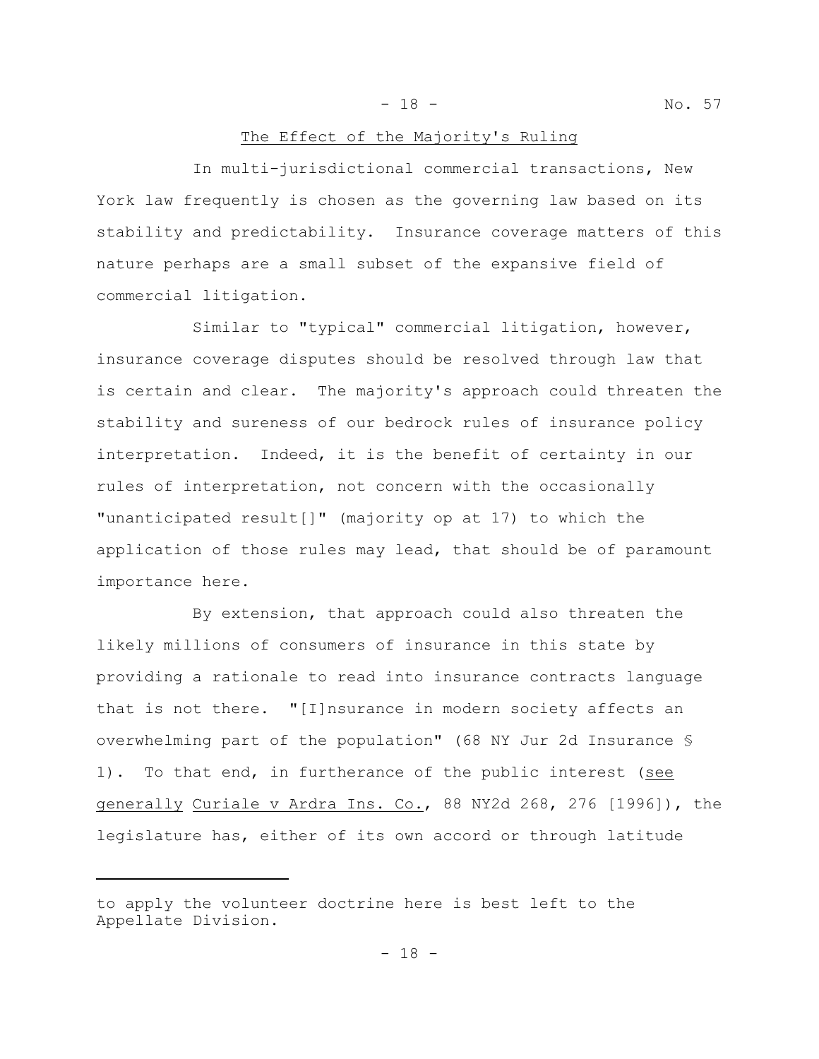The Effect of the Majority's Ruling

In multi-jurisdictional commercial transactions, New York law frequently is chosen as the governing law based on its stability and predictability. Insurance coverage matters of this nature perhaps are a small subset of the expansive field of commercial litigation.

Similar to "typical" commercial litigation, however, insurance coverage disputes should be resolved through law that is certain and clear. The majority's approach could threaten the stability and sureness of our bedrock rules of insurance policy interpretation. Indeed, it is the benefit of certainty in our rules of interpretation, not concern with the occasionally "unanticipated result[]" (majority op at 17) to which the application of those rules may lead, that should be of paramount importance here.

By extension, that approach could also threaten the likely millions of consumers of insurance in this state by providing a rationale to read into insurance contracts language that is not there. "[I]nsurance in modern society affects an overwhelming part of the population" (68 NY Jur 2d Insurance § 1). To that end, in furtherance of the public interest (_see generally_ _Curiale v Ardra Ins. Co._, 88 NY2d 268, 276 [1996]), the legislature has, either of its own accord or through latitude

---

to apply the volunteer doctrine here is best left to the Appellate Division.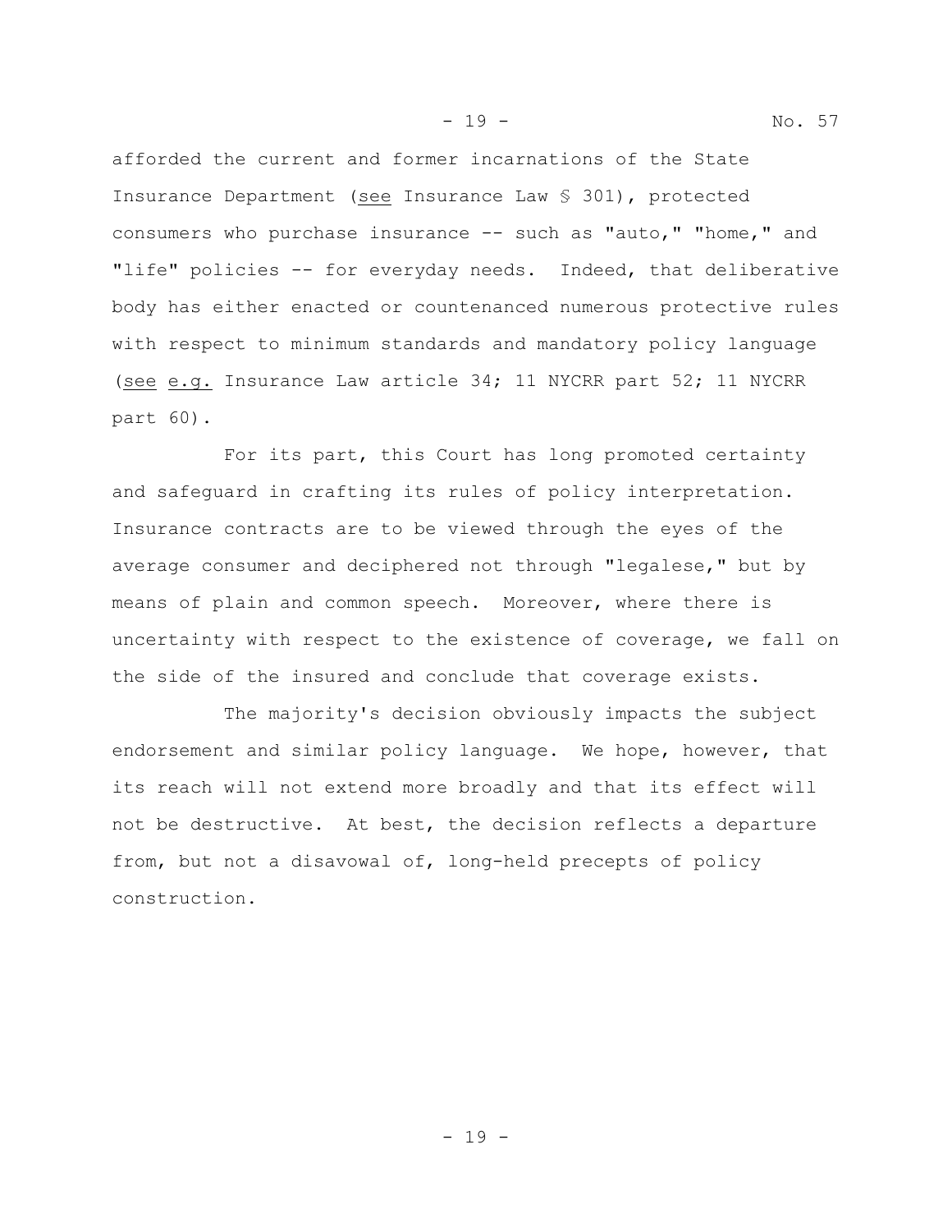afforded the current and former incarnations of the State Insurance Department (see Insurance Law § 301), protected consumers who purchase insurance -- such as "auto," "home," and "life" policies -- for everyday needs. Indeed, that deliberative body has either enacted or countenanced numerous protective rules with respect to minimum standards and mandatory policy language (see e.g. Insurance Law article 34; 11 NYCRR part 52; 11 NYCRR part 60).

For its part, this Court has long promoted certainty and safeguard in crafting its rules of policy interpretation. Insurance contracts are to be viewed through the eyes of the average consumer and deciphered not through "legalese," but by means of plain and common speech. Moreover, where there is uncertainty with respect to the existence of coverage, we fall on the side of the insured and conclude that coverage exists.

The majority's decision obviously impacts the subject endorsement and similar policy language. We hope, however, that its reach will not extend more broadly and that its effect will not be destructive. At best, the decision reflects a departure from, but not a disavowal of, long-held precepts of policy construction.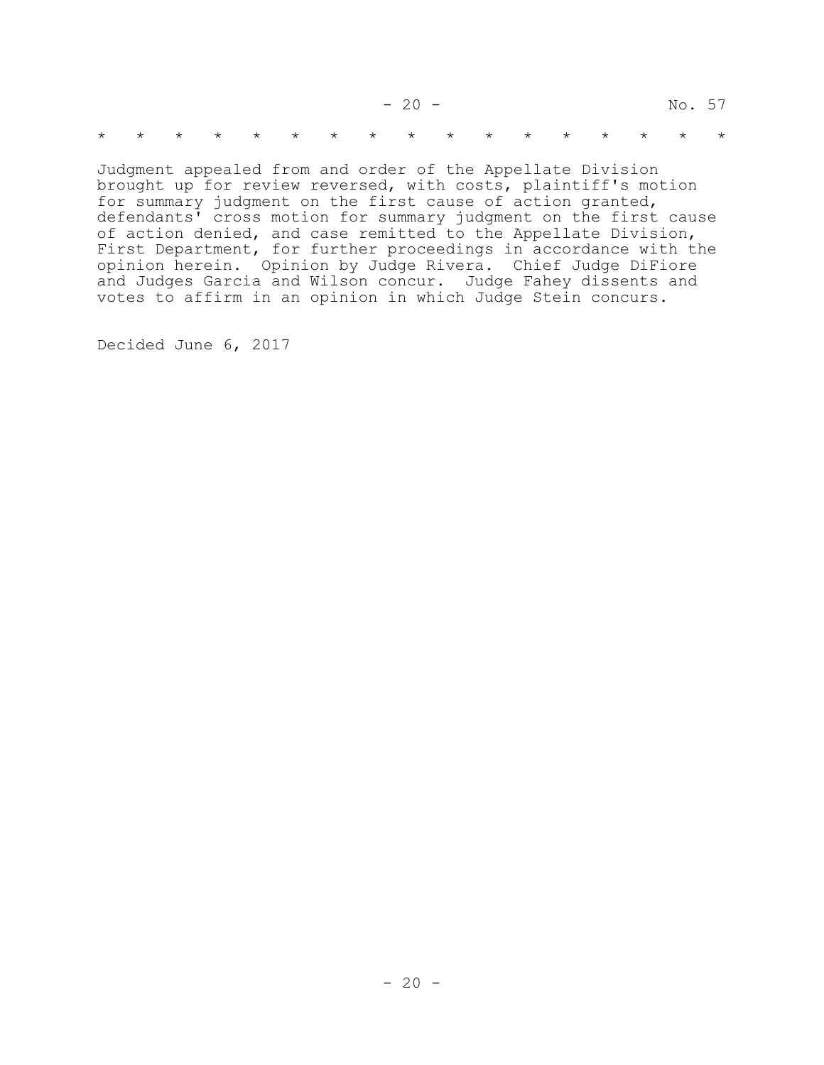\* \* \* \* \* \* \* \* \* \* \* \* \* \* \* \* \*

Judgment appealed from and order of the Appellate Division brought up for review reversed, with costs, plaintiff's motion for summary judgment on the first cause of action granted, defendants' cross motion for summary judgment on the first cause of action denied, and case remitted to the Appellate Division, First Department, for further proceedings in accordance with the opinion herein. Opinion by Judge Rivera. Chief Judge DiFiore and Judges Garcia and Wilson concur. Judge Fahey dissents and votes to affirm in an opinion in which Judge Stein concurs.

Decided June 6, 2017